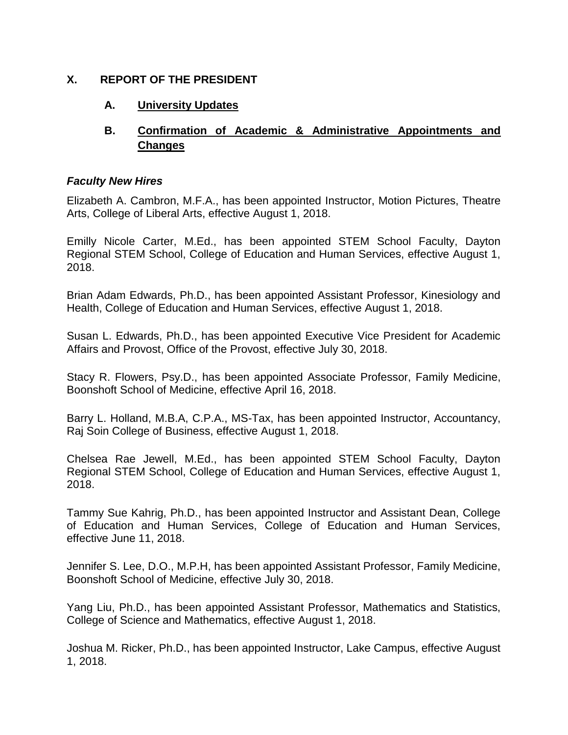## X. REPORT OF THE PRESIDENT

### A. University Updates

### B. Confirmation of Academic & Administrative Appointments and Changes

***Faculty New Hires***

Elizabeth A. Cambron, M.F.A., has been appointed Instructor, Motion Pictures, Theatre Arts, College of Liberal Arts, effective August 1, 2018.

Emilly Nicole Carter, M.Ed., has been appointed STEM School Faculty, Dayton Regional STEM School, College of Education and Human Services, effective August 1, 2018.

Brian Adam Edwards, Ph.D., has been appointed Assistant Professor, Kinesiology and Health, College of Education and Human Services, effective August 1, 2018.

Susan L. Edwards, Ph.D., has been appointed Executive Vice President for Academic Affairs and Provost, Office of the Provost, effective July 30, 2018.

Stacy R. Flowers, Psy.D., has been appointed Associate Professor, Family Medicine, Boonshoft School of Medicine, effective April 16, 2018.

Barry L. Holland, M.B.A, C.P.A., MS-Tax, has been appointed Instructor, Accountancy, Raj Soin College of Business, effective August 1, 2018.

Chelsea Rae Jewell, M.Ed., has been appointed STEM School Faculty, Dayton Regional STEM School, College of Education and Human Services, effective August 1, 2018.

Tammy Sue Kahrig, Ph.D., has been appointed Instructor and Assistant Dean, College of Education and Human Services, College of Education and Human Services, effective June 11, 2018.

Jennifer S. Lee, D.O., M.P.H, has been appointed Assistant Professor, Family Medicine, Boonshoft School of Medicine, effective July 30, 2018.

Yang Liu, Ph.D., has been appointed Assistant Professor, Mathematics and Statistics, College of Science and Mathematics, effective August 1, 2018.

Joshua M. Ricker, Ph.D., has been appointed Instructor, Lake Campus, effective August 1, 2018.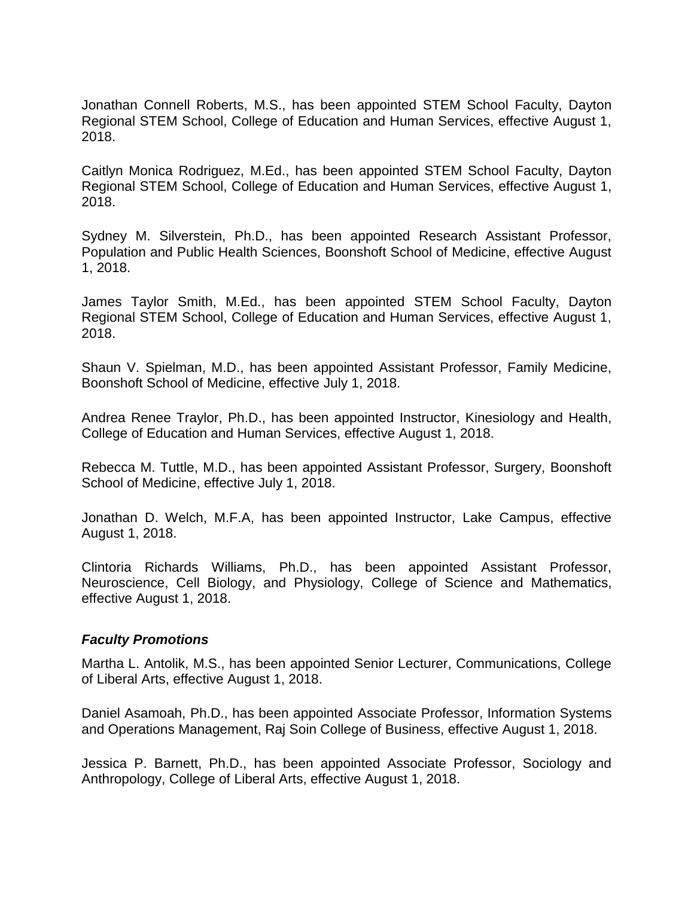Jonathan Connell Roberts, M.S., has been appointed STEM School Faculty, Dayton Regional STEM School, College of Education and Human Services, effective August 1, 2018.

Caitlyn Monica Rodriguez, M.Ed., has been appointed STEM School Faculty, Dayton Regional STEM School, College of Education and Human Services, effective August 1, 2018.

Sydney M. Silverstein, Ph.D., has been appointed Research Assistant Professor, Population and Public Health Sciences, Boonshoft School of Medicine, effective August 1, 2018.

James Taylor Smith, M.Ed., has been appointed STEM School Faculty, Dayton Regional STEM School, College of Education and Human Services, effective August 1, 2018.

Shaun V. Spielman, M.D., has been appointed Assistant Professor, Family Medicine, Boonshoft School of Medicine, effective July 1, 2018.

Andrea Renee Traylor, Ph.D., has been appointed Instructor, Kinesiology and Health, College of Education and Human Services, effective August 1, 2018.

Rebecca M. Tuttle, M.D., has been appointed Assistant Professor, Surgery, Boonshoft School of Medicine, effective July 1, 2018.

Jonathan D. Welch, M.F.A, has been appointed Instructor, Lake Campus, effective August 1, 2018.

Clintoria Richards Williams, Ph.D., has been appointed Assistant Professor, Neuroscience, Cell Biology, and Physiology, College of Science and Mathematics, effective August 1, 2018.

### ***Faculty Promotions***

Martha L. Antolik, M.S., has been appointed Senior Lecturer, Communications, College of Liberal Arts, effective August 1, 2018.

Daniel Asamoah, Ph.D., has been appointed Associate Professor, Information Systems and Operations Management, Raj Soin College of Business, effective August 1, 2018.

Jessica P. Barnett, Ph.D., has been appointed Associate Professor, Sociology and Anthropology, College of Liberal Arts, effective August 1, 2018.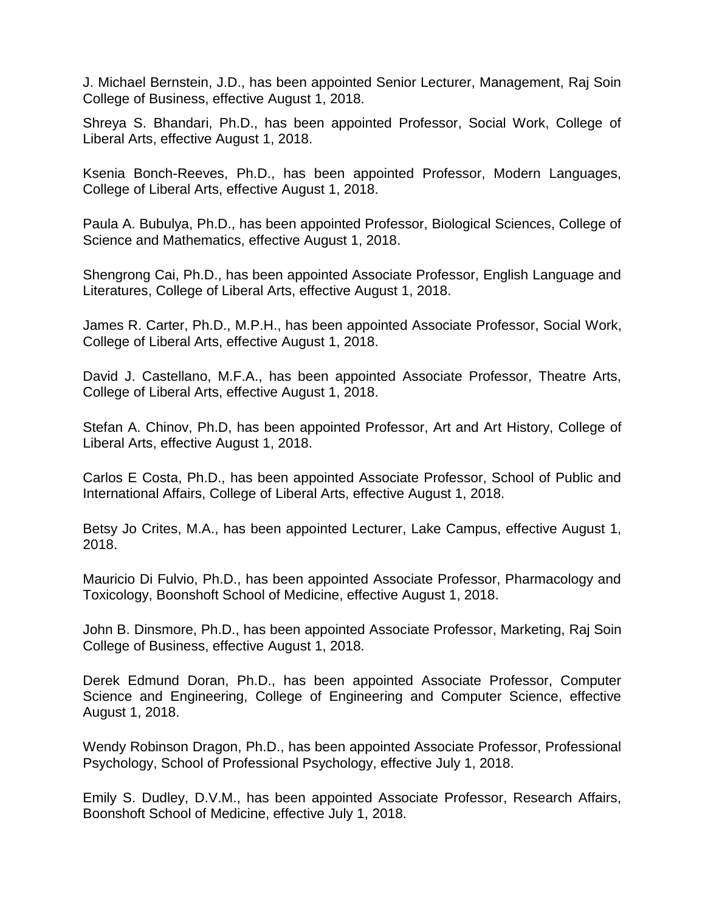J. Michael Bernstein, J.D., has been appointed Senior Lecturer, Management, Raj Soin College of Business, effective August 1, 2018.

Shreya S. Bhandari, Ph.D., has been appointed Professor, Social Work, College of Liberal Arts, effective August 1, 2018.

Ksenia Bonch-Reeves, Ph.D., has been appointed Professor, Modern Languages, College of Liberal Arts, effective August 1, 2018.

Paula A. Bubulya, Ph.D., has been appointed Professor, Biological Sciences, College of Science and Mathematics, effective August 1, 2018.

Shengrong Cai, Ph.D., has been appointed Associate Professor, English Language and Literatures, College of Liberal Arts, effective August 1, 2018.

James R. Carter, Ph.D., M.P.H., has been appointed Associate Professor, Social Work, College of Liberal Arts, effective August 1, 2018.

David J. Castellano, M.F.A., has been appointed Associate Professor, Theatre Arts, College of Liberal Arts, effective August 1, 2018.

Stefan A. Chinov, Ph.D, has been appointed Professor, Art and Art History, College of Liberal Arts, effective August 1, 2018.

Carlos E Costa, Ph.D., has been appointed Associate Professor, School of Public and International Affairs, College of Liberal Arts, effective August 1, 2018.

Betsy Jo Crites, M.A., has been appointed Lecturer, Lake Campus, effective August 1, 2018.

Mauricio Di Fulvio, Ph.D., has been appointed Associate Professor, Pharmacology and Toxicology, Boonshoft School of Medicine, effective August 1, 2018.

John B. Dinsmore, Ph.D., has been appointed Associate Professor, Marketing, Raj Soin College of Business, effective August 1, 2018.

Derek Edmund Doran, Ph.D., has been appointed Associate Professor, Computer Science and Engineering, College of Engineering and Computer Science, effective August 1, 2018.

Wendy Robinson Dragon, Ph.D., has been appointed Associate Professor, Professional Psychology, School of Professional Psychology, effective July 1, 2018.

Emily S. Dudley, D.V.M., has been appointed Associate Professor, Research Affairs, Boonshoft School of Medicine, effective July 1, 2018.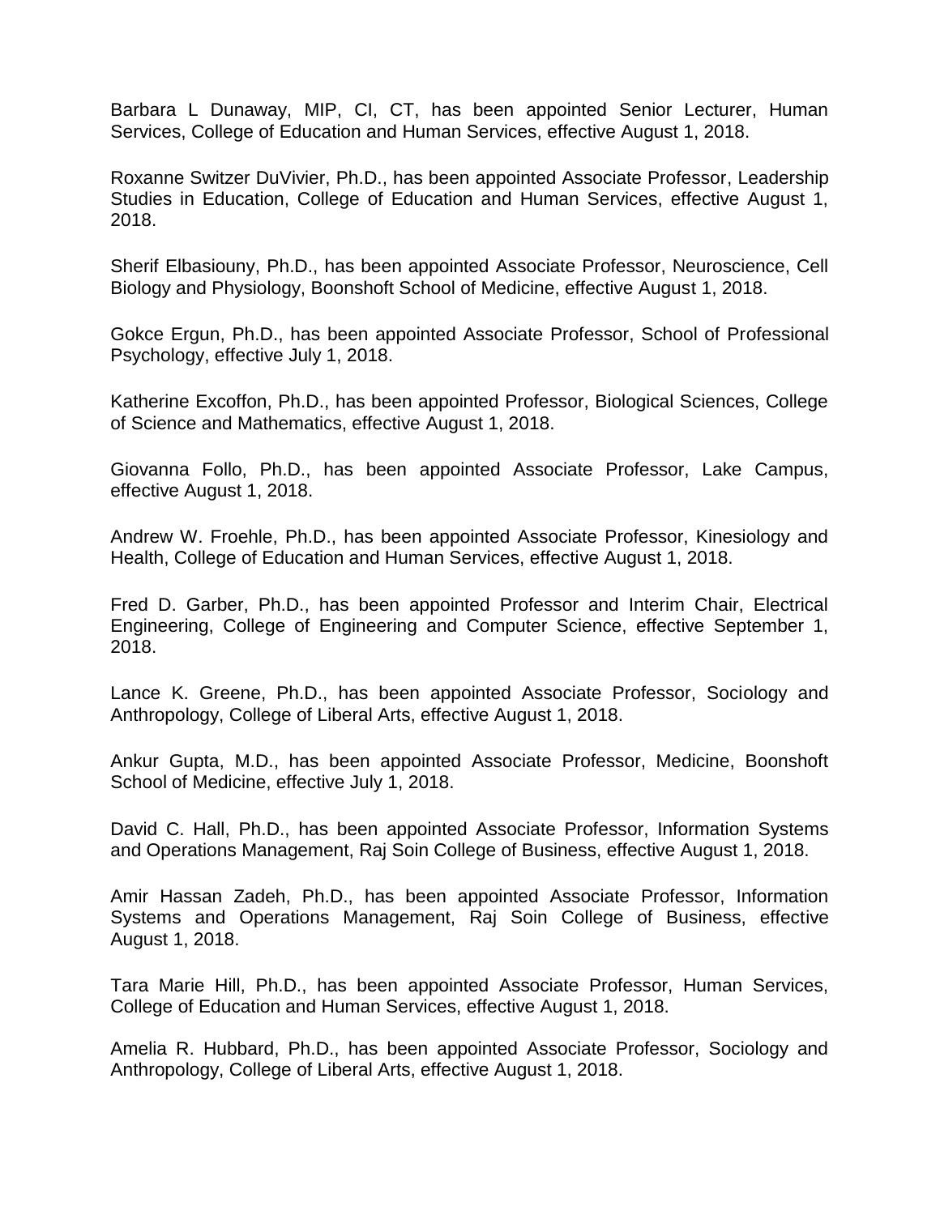Barbara L Dunaway, MIP, CI, CT, has been appointed Senior Lecturer, Human Services, College of Education and Human Services, effective August 1, 2018.

Roxanne Switzer DuVivier, Ph.D., has been appointed Associate Professor, Leadership Studies in Education, College of Education and Human Services, effective August 1, 2018.

Sherif Elbasiouny, Ph.D., has been appointed Associate Professor, Neuroscience, Cell Biology and Physiology, Boonshoft School of Medicine, effective August 1, 2018.

Gokce Ergun, Ph.D., has been appointed Associate Professor, School of Professional Psychology, effective July 1, 2018.

Katherine Excoffon, Ph.D., has been appointed Professor, Biological Sciences, College of Science and Mathematics, effective August 1, 2018.

Giovanna Follo, Ph.D., has been appointed Associate Professor, Lake Campus, effective August 1, 2018.

Andrew W. Froehle, Ph.D., has been appointed Associate Professor, Kinesiology and Health, College of Education and Human Services, effective August 1, 2018.

Fred D. Garber, Ph.D., has been appointed Professor and Interim Chair, Electrical Engineering, College of Engineering and Computer Science, effective September 1, 2018.

Lance K. Greene, Ph.D., has been appointed Associate Professor, Sociology and Anthropology, College of Liberal Arts, effective August 1, 2018.

Ankur Gupta, M.D., has been appointed Associate Professor, Medicine, Boonshoft School of Medicine, effective July 1, 2018.

David C. Hall, Ph.D., has been appointed Associate Professor, Information Systems and Operations Management, Raj Soin College of Business, effective August 1, 2018.

Amir Hassan Zadeh, Ph.D., has been appointed Associate Professor, Information Systems and Operations Management, Raj Soin College of Business, effective August 1, 2018.

Tara Marie Hill, Ph.D., has been appointed Associate Professor, Human Services, College of Education and Human Services, effective August 1, 2018.

Amelia R. Hubbard, Ph.D., has been appointed Associate Professor, Sociology and Anthropology, College of Liberal Arts, effective August 1, 2018.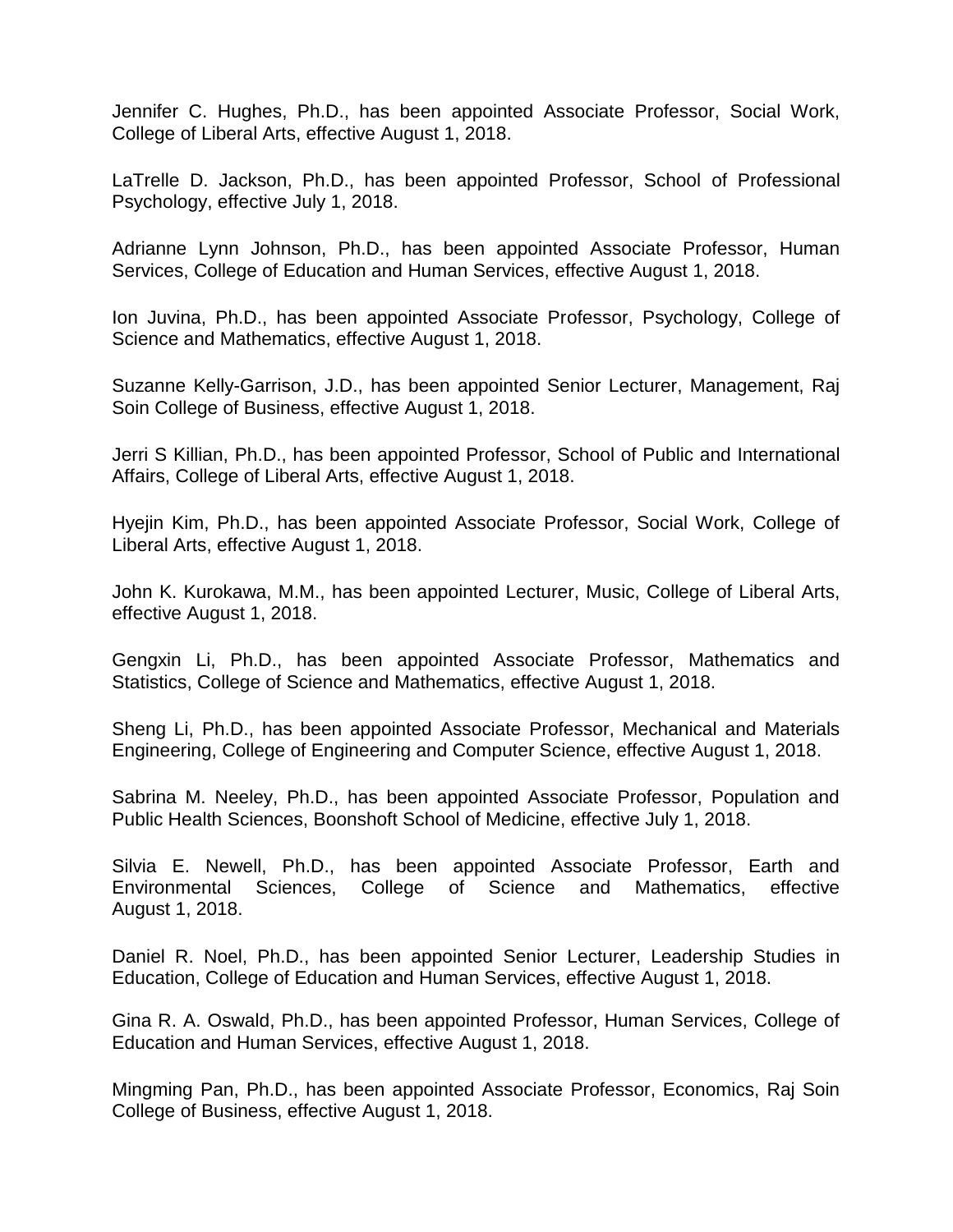Jennifer C. Hughes, Ph.D., has been appointed Associate Professor, Social Work, College of Liberal Arts, effective August 1, 2018.

LaTrelle D. Jackson, Ph.D., has been appointed Professor, School of Professional Psychology, effective July 1, 2018.

Adrianne Lynn Johnson, Ph.D., has been appointed Associate Professor, Human Services, College of Education and Human Services, effective August 1, 2018.

Ion Juvina, Ph.D., has been appointed Associate Professor, Psychology, College of Science and Mathematics, effective August 1, 2018.

Suzanne Kelly-Garrison, J.D., has been appointed Senior Lecturer, Management, Raj Soin College of Business, effective August 1, 2018.

Jerri S Killian, Ph.D., has been appointed Professor, School of Public and International Affairs, College of Liberal Arts, effective August 1, 2018.

Hyejin Kim, Ph.D., has been appointed Associate Professor, Social Work, College of Liberal Arts, effective August 1, 2018.

John K. Kurokawa, M.M., has been appointed Lecturer, Music, College of Liberal Arts, effective August 1, 2018.

Gengxin Li, Ph.D., has been appointed Associate Professor, Mathematics and Statistics, College of Science and Mathematics, effective August 1, 2018.

Sheng Li, Ph.D., has been appointed Associate Professor, Mechanical and Materials Engineering, College of Engineering and Computer Science, effective August 1, 2018.

Sabrina M. Neeley, Ph.D., has been appointed Associate Professor, Population and Public Health Sciences, Boonshoft School of Medicine, effective July 1, 2018.

Silvia E. Newell, Ph.D., has been appointed Associate Professor, Earth and Environmental Sciences, College of Science and Mathematics, effective August 1, 2018.

Daniel R. Noel, Ph.D., has been appointed Senior Lecturer, Leadership Studies in Education, College of Education and Human Services, effective August 1, 2018.

Gina R. A. Oswald, Ph.D., has been appointed Professor, Human Services, College of Education and Human Services, effective August 1, 2018.

Mingming Pan, Ph.D., has been appointed Associate Professor, Economics, Raj Soin College of Business, effective August 1, 2018.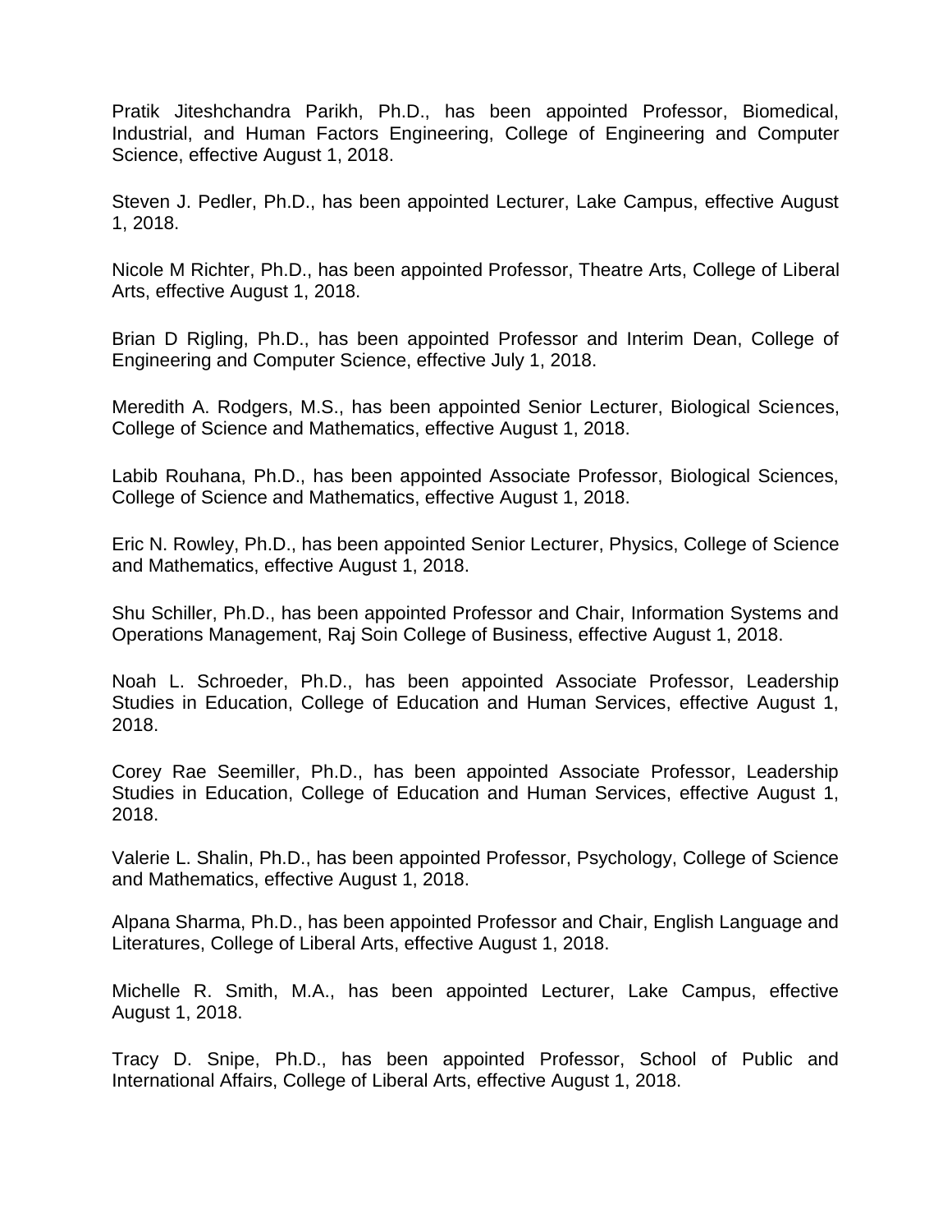Pratik Jiteshchandra Parikh, Ph.D., has been appointed Professor, Biomedical, Industrial, and Human Factors Engineering, College of Engineering and Computer Science, effective August 1, 2018.

Steven J. Pedler, Ph.D., has been appointed Lecturer, Lake Campus, effective August 1, 2018.

Nicole M Richter, Ph.D., has been appointed Professor, Theatre Arts, College of Liberal Arts, effective August 1, 2018.

Brian D Rigling, Ph.D., has been appointed Professor and Interim Dean, College of Engineering and Computer Science, effective July 1, 2018.

Meredith A. Rodgers, M.S., has been appointed Senior Lecturer, Biological Sciences, College of Science and Mathematics, effective August 1, 2018.

Labib Rouhana, Ph.D., has been appointed Associate Professor, Biological Sciences, College of Science and Mathematics, effective August 1, 2018.

Eric N. Rowley, Ph.D., has been appointed Senior Lecturer, Physics, College of Science and Mathematics, effective August 1, 2018.

Shu Schiller, Ph.D., has been appointed Professor and Chair, Information Systems and Operations Management, Raj Soin College of Business, effective August 1, 2018.

Noah L. Schroeder, Ph.D., has been appointed Associate Professor, Leadership Studies in Education, College of Education and Human Services, effective August 1, 2018.

Corey Rae Seemiller, Ph.D., has been appointed Associate Professor, Leadership Studies in Education, College of Education and Human Services, effective August 1, 2018.

Valerie L. Shalin, Ph.D., has been appointed Professor, Psychology, College of Science and Mathematics, effective August 1, 2018.

Alpana Sharma, Ph.D., has been appointed Professor and Chair, English Language and Literatures, College of Liberal Arts, effective August 1, 2018.

Michelle R. Smith, M.A., has been appointed Lecturer, Lake Campus, effective August 1, 2018.

Tracy D. Snipe, Ph.D., has been appointed Professor, School of Public and International Affairs, College of Liberal Arts, effective August 1, 2018.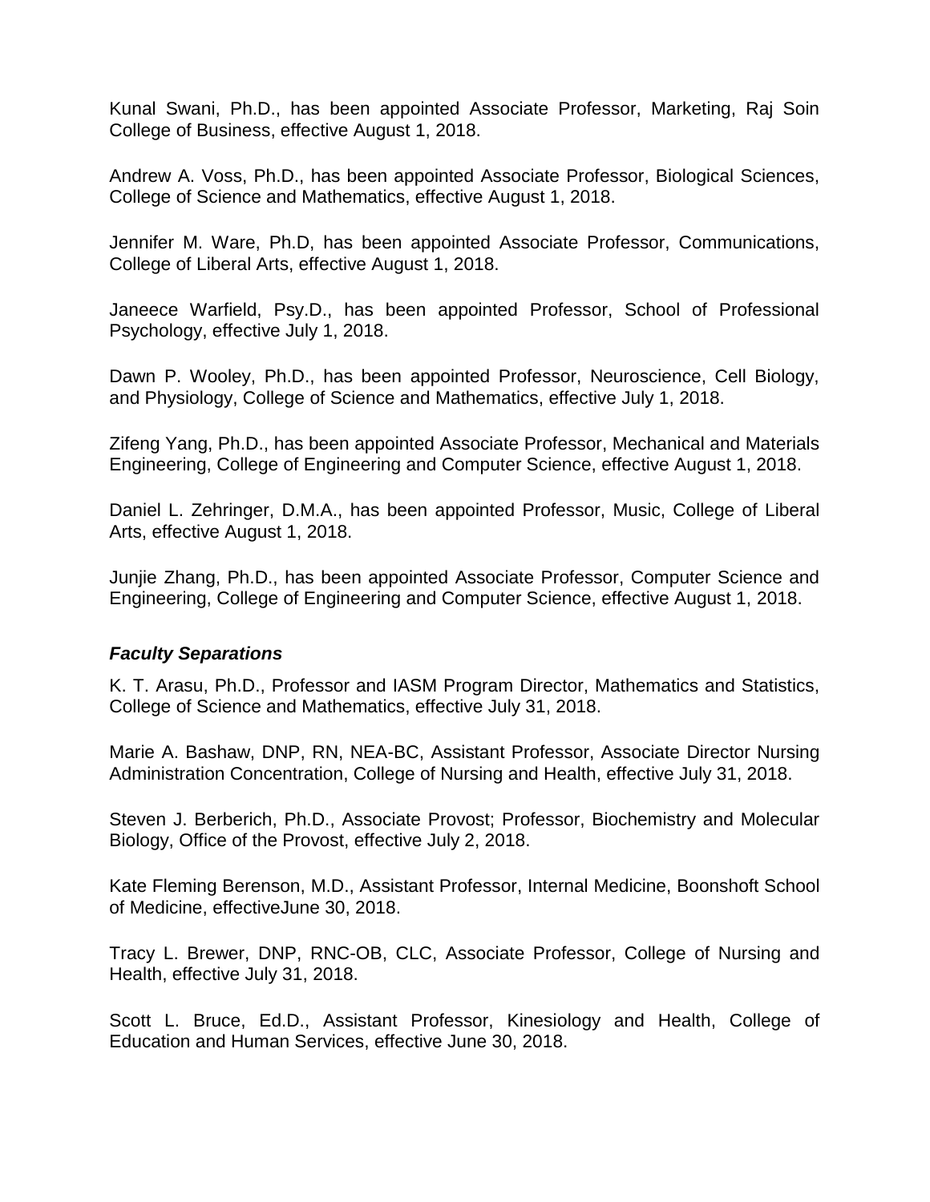Kunal Swani, Ph.D., has been appointed Associate Professor, Marketing, Raj Soin College of Business, effective August 1, 2018.

Andrew A. Voss, Ph.D., has been appointed Associate Professor, Biological Sciences, College of Science and Mathematics, effective August 1, 2018.

Jennifer M. Ware, Ph.D, has been appointed Associate Professor, Communications, College of Liberal Arts, effective August 1, 2018.

Janeece Warfield, Psy.D., has been appointed Professor, School of Professional Psychology, effective July 1, 2018.

Dawn P. Wooley, Ph.D., has been appointed Professor, Neuroscience, Cell Biology, and Physiology, College of Science and Mathematics, effective July 1, 2018.

Zifeng Yang, Ph.D., has been appointed Associate Professor, Mechanical and Materials Engineering, College of Engineering and Computer Science, effective August 1, 2018.

Daniel L. Zehringer, D.M.A., has been appointed Professor, Music, College of Liberal Arts, effective August 1, 2018.

Junjie Zhang, Ph.D., has been appointed Associate Professor, Computer Science and Engineering, College of Engineering and Computer Science, effective August 1, 2018.

***Faculty Separations***

K. T. Arasu, Ph.D., Professor and IASM Program Director, Mathematics and Statistics, College of Science and Mathematics, effective July 31, 2018.

Marie A. Bashaw, DNP, RN, NEA-BC, Assistant Professor, Associate Director Nursing Administration Concentration, College of Nursing and Health, effective July 31, 2018.

Steven J. Berberich, Ph.D., Associate Provost; Professor, Biochemistry and Molecular Biology, Office of the Provost, effective July 2, 2018.

Kate Fleming Berenson, M.D., Assistant Professor, Internal Medicine, Boonshoft School of Medicine, effectiveJune 30, 2018.

Tracy L. Brewer, DNP, RNC-OB, CLC, Associate Professor, College of Nursing and Health, effective July 31, 2018.

Scott L. Bruce, Ed.D., Assistant Professor, Kinesiology and Health, College of Education and Human Services, effective June 30, 2018.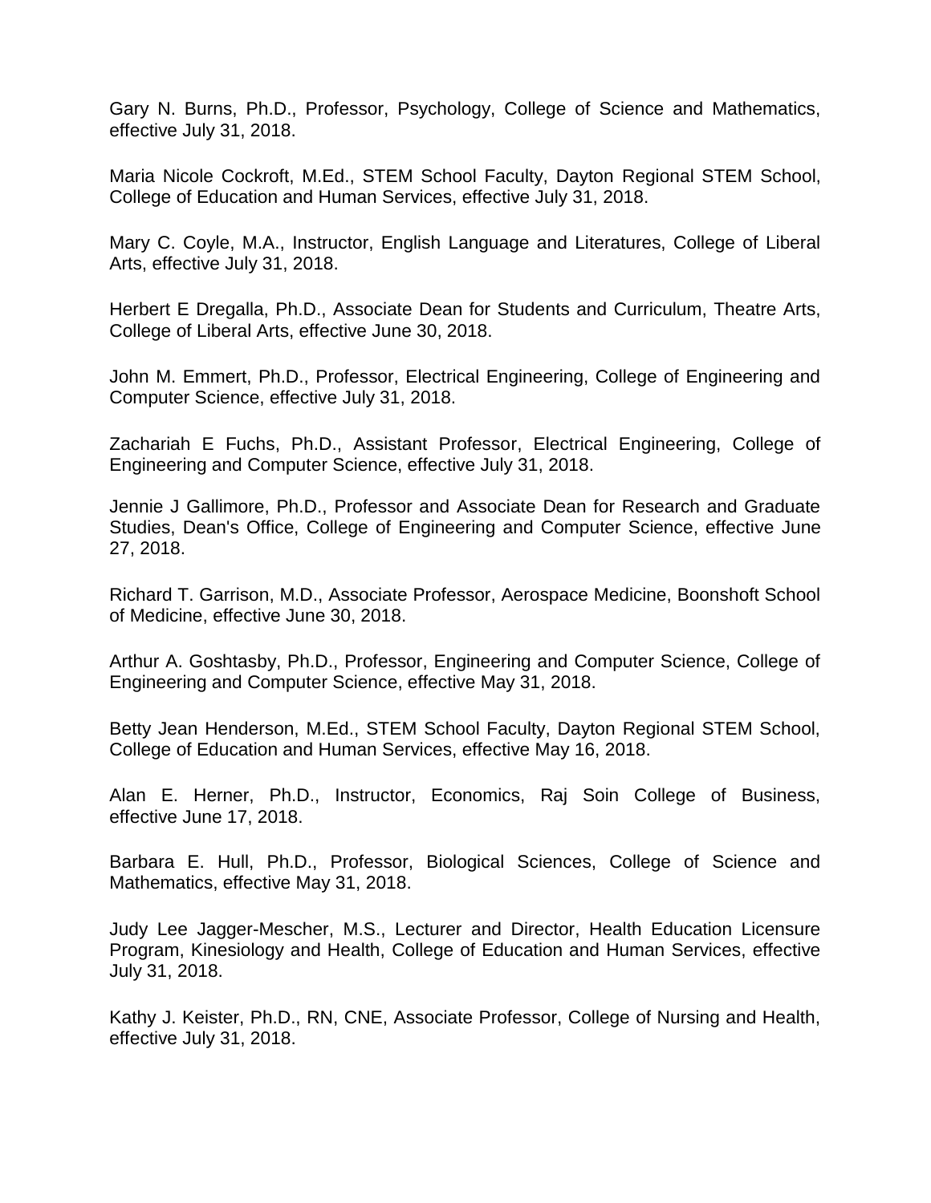Gary N. Burns, Ph.D., Professor, Psychology, College of Science and Mathematics, effective July 31, 2018.

Maria Nicole Cockroft, M.Ed., STEM School Faculty, Dayton Regional STEM School, College of Education and Human Services, effective July 31, 2018.

Mary C. Coyle, M.A., Instructor, English Language and Literatures, College of Liberal Arts, effective July 31, 2018.

Herbert E Dregalla, Ph.D., Associate Dean for Students and Curriculum, Theatre Arts, College of Liberal Arts, effective June 30, 2018.

John M. Emmert, Ph.D., Professor, Electrical Engineering, College of Engineering and Computer Science, effective July 31, 2018.

Zachariah E Fuchs, Ph.D., Assistant Professor, Electrical Engineering, College of Engineering and Computer Science, effective July 31, 2018.

Jennie J Gallimore, Ph.D., Professor and Associate Dean for Research and Graduate Studies, Dean's Office, College of Engineering and Computer Science, effective June 27, 2018.

Richard T. Garrison, M.D., Associate Professor, Aerospace Medicine, Boonshoft School of Medicine, effective June 30, 2018.

Arthur A. Goshtasby, Ph.D., Professor, Engineering and Computer Science, College of Engineering and Computer Science, effective May 31, 2018.

Betty Jean Henderson, M.Ed., STEM School Faculty, Dayton Regional STEM School, College of Education and Human Services, effective May 16, 2018.

Alan E. Herner, Ph.D., Instructor, Economics, Raj Soin College of Business, effective June 17, 2018.

Barbara E. Hull, Ph.D., Professor, Biological Sciences, College of Science and Mathematics, effective May 31, 2018.

Judy Lee Jagger-Mescher, M.S., Lecturer and Director, Health Education Licensure Program, Kinesiology and Health, College of Education and Human Services, effective July 31, 2018.

Kathy J. Keister, Ph.D., RN, CNE, Associate Professor, College of Nursing and Health, effective July 31, 2018.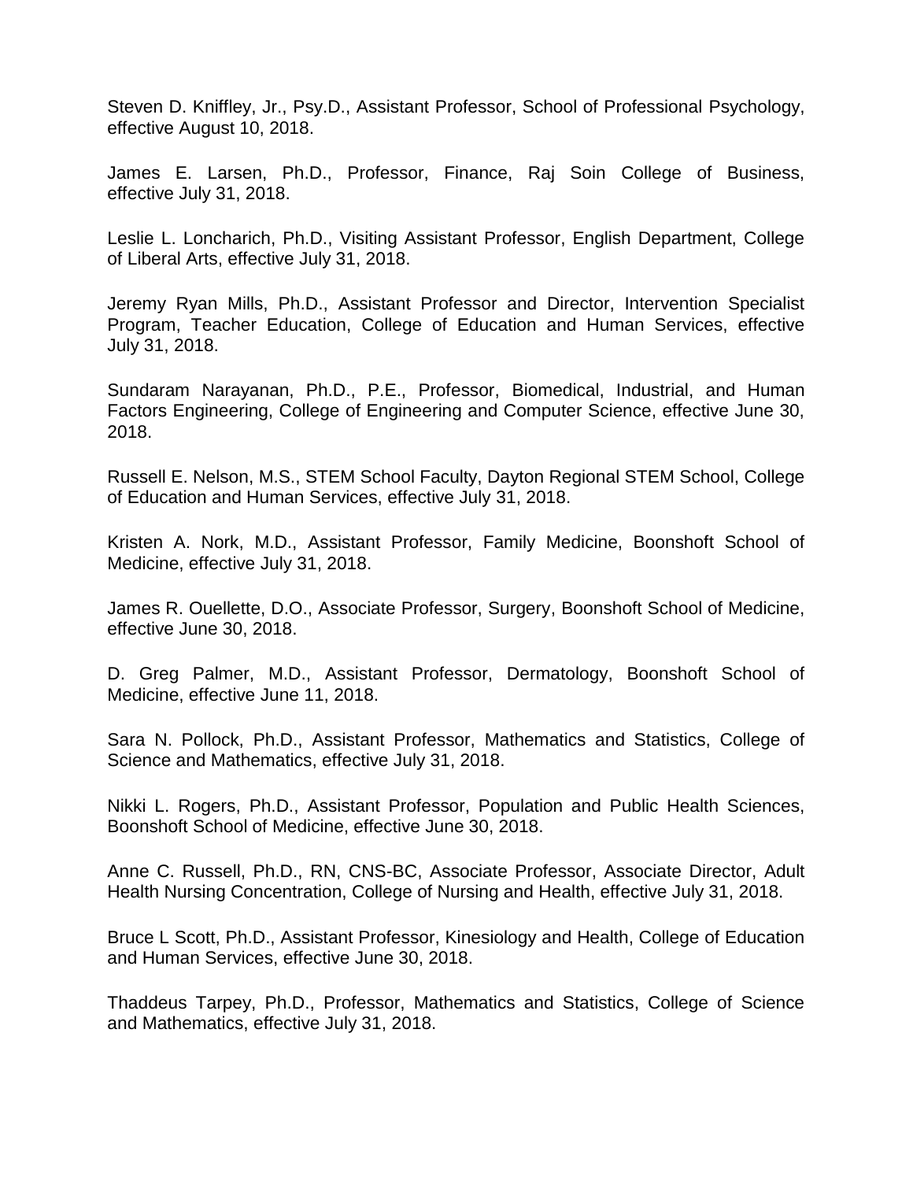Steven D. Kniffley, Jr., Psy.D., Assistant Professor, School of Professional Psychology, effective August 10, 2018.

James E. Larsen, Ph.D., Professor, Finance, Raj Soin College of Business, effective July 31, 2018.

Leslie L. Loncharich, Ph.D., Visiting Assistant Professor, English Department, College of Liberal Arts, effective July 31, 2018.

Jeremy Ryan Mills, Ph.D., Assistant Professor and Director, Intervention Specialist Program, Teacher Education, College of Education and Human Services, effective July 31, 2018.

Sundaram Narayanan, Ph.D., P.E., Professor, Biomedical, Industrial, and Human Factors Engineering, College of Engineering and Computer Science, effective June 30, 2018.

Russell E. Nelson, M.S., STEM School Faculty, Dayton Regional STEM School, College of Education and Human Services, effective July 31, 2018.

Kristen A. Nork, M.D., Assistant Professor, Family Medicine, Boonshoft School of Medicine, effective July 31, 2018.

James R. Ouellette, D.O., Associate Professor, Surgery, Boonshoft School of Medicine, effective June 30, 2018.

D. Greg Palmer, M.D., Assistant Professor, Dermatology, Boonshoft School of Medicine, effective June 11, 2018.

Sara N. Pollock, Ph.D., Assistant Professor, Mathematics and Statistics, College of Science and Mathematics, effective July 31, 2018.

Nikki L. Rogers, Ph.D., Assistant Professor, Population and Public Health Sciences, Boonshoft School of Medicine, effective June 30, 2018.

Anne C. Russell, Ph.D., RN, CNS-BC, Associate Professor, Associate Director, Adult Health Nursing Concentration, College of Nursing and Health, effective July 31, 2018.

Bruce L Scott, Ph.D., Assistant Professor, Kinesiology and Health, College of Education and Human Services, effective June 30, 2018.

Thaddeus Tarpey, Ph.D., Professor, Mathematics and Statistics, College of Science and Mathematics, effective July 31, 2018.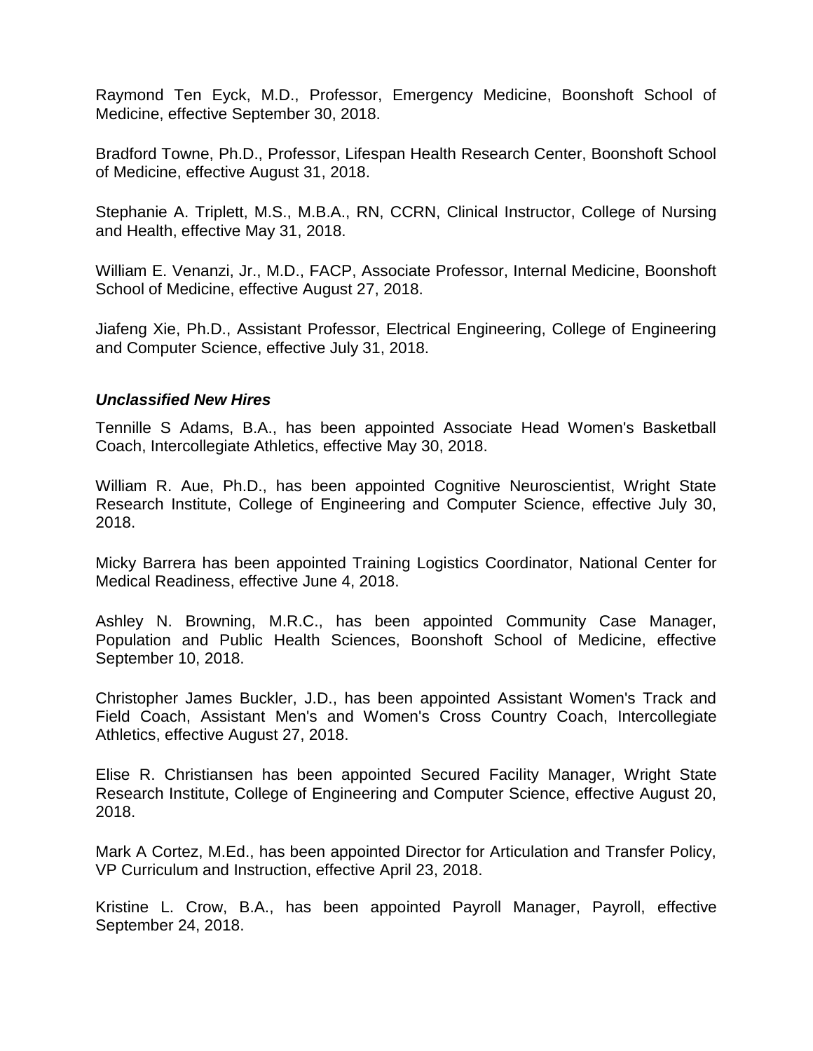Raymond Ten Eyck, M.D., Professor, Emergency Medicine, Boonshoft School of Medicine, effective September 30, 2018.

Bradford Towne, Ph.D., Professor, Lifespan Health Research Center, Boonshoft School of Medicine, effective August 31, 2018.

Stephanie A. Triplett, M.S., M.B.A., RN, CCRN, Clinical Instructor, College of Nursing and Health, effective May 31, 2018.

William E. Venanzi, Jr., M.D., FACP, Associate Professor, Internal Medicine, Boonshoft School of Medicine, effective August 27, 2018.

Jiafeng Xie, Ph.D., Assistant Professor, Electrical Engineering, College of Engineering and Computer Science, effective July 31, 2018.

***Unclassified New Hires***

Tennille S Adams, B.A., has been appointed Associate Head Women's Basketball Coach, Intercollegiate Athletics, effective May 30, 2018.

William R. Aue, Ph.D., has been appointed Cognitive Neuroscientist, Wright State Research Institute, College of Engineering and Computer Science, effective July 30, 2018.

Micky Barrera has been appointed Training Logistics Coordinator, National Center for Medical Readiness, effective June 4, 2018.

Ashley N. Browning, M.R.C., has been appointed Community Case Manager, Population and Public Health Sciences, Boonshoft School of Medicine, effective September 10, 2018.

Christopher James Buckler, J.D., has been appointed Assistant Women's Track and Field Coach, Assistant Men's and Women's Cross Country Coach, Intercollegiate Athletics, effective August 27, 2018.

Elise R. Christiansen has been appointed Secured Facility Manager, Wright State Research Institute, College of Engineering and Computer Science, effective August 20, 2018.

Mark A Cortez, M.Ed., has been appointed Director for Articulation and Transfer Policy, VP Curriculum and Instruction, effective April 23, 2018.

Kristine L. Crow, B.A., has been appointed Payroll Manager, Payroll, effective September 24, 2018.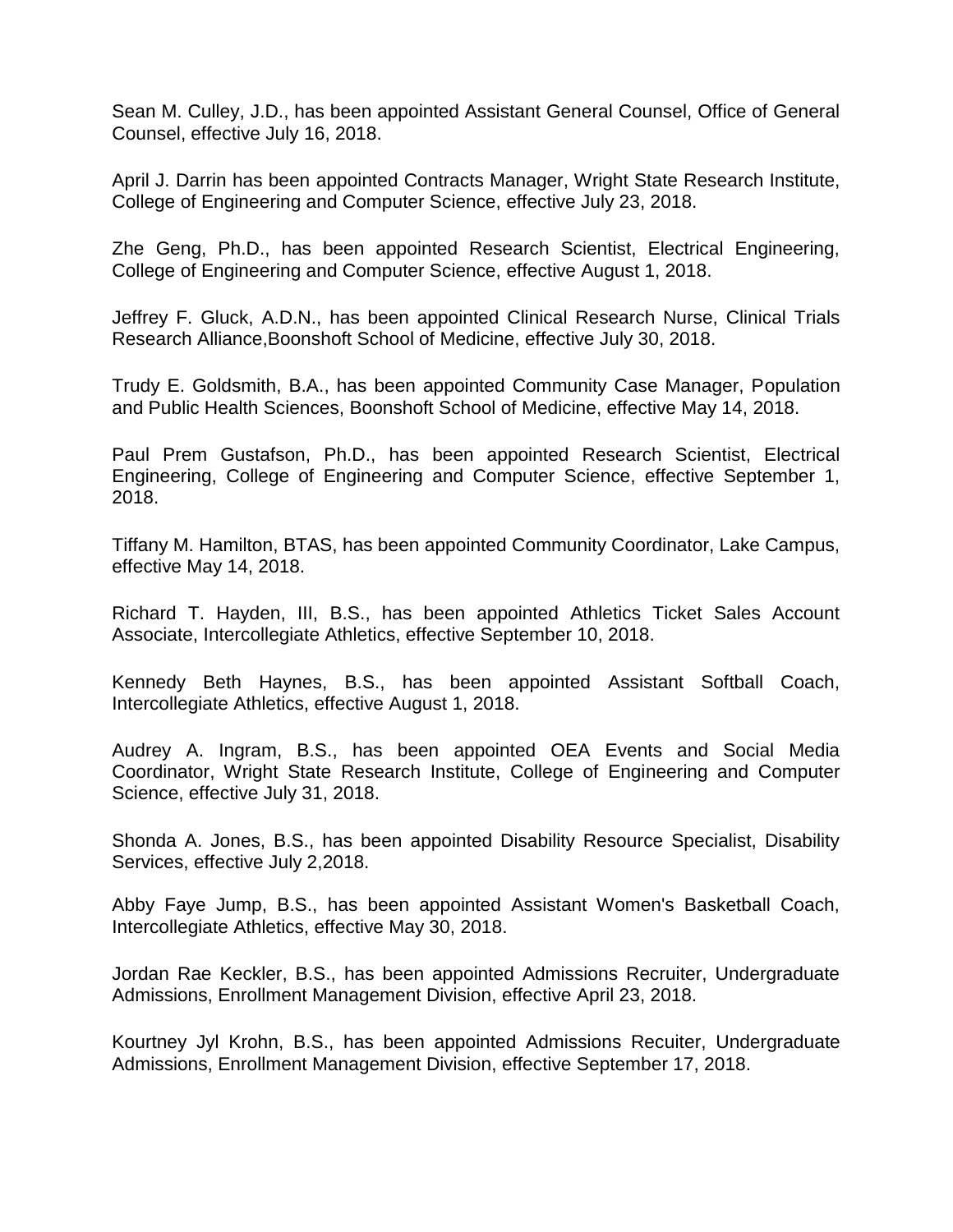Sean M. Culley, J.D., has been appointed Assistant General Counsel, Office of General Counsel, effective July 16, 2018.

April J. Darrin has been appointed Contracts Manager, Wright State Research Institute, College of Engineering and Computer Science, effective July 23, 2018.

Zhe Geng, Ph.D., has been appointed Research Scientist, Electrical Engineering, College of Engineering and Computer Science, effective August 1, 2018.

Jeffrey F. Gluck, A.D.N., has been appointed Clinical Research Nurse, Clinical Trials Research Alliance,Boonshoft School of Medicine, effective July 30, 2018.

Trudy E. Goldsmith, B.A., has been appointed Community Case Manager, Population and Public Health Sciences, Boonshoft School of Medicine, effective May 14, 2018.

Paul Prem Gustafson, Ph.D., has been appointed Research Scientist, Electrical Engineering, College of Engineering and Computer Science, effective September 1, 2018.

Tiffany M. Hamilton, BTAS, has been appointed Community Coordinator, Lake Campus, effective May 14, 2018.

Richard T. Hayden, III, B.S., has been appointed Athletics Ticket Sales Account Associate, Intercollegiate Athletics, effective September 10, 2018.

Kennedy Beth Haynes, B.S., has been appointed Assistant Softball Coach, Intercollegiate Athletics, effective August 1, 2018.

Audrey A. Ingram, B.S., has been appointed OEA Events and Social Media Coordinator, Wright State Research Institute, College of Engineering and Computer Science, effective July 31, 2018.

Shonda A. Jones, B.S., has been appointed Disability Resource Specialist, Disability Services, effective July 2,2018.

Abby Faye Jump, B.S., has been appointed Assistant Women's Basketball Coach, Intercollegiate Athletics, effective May 30, 2018.

Jordan Rae Keckler, B.S., has been appointed Admissions Recruiter, Undergraduate Admissions, Enrollment Management Division, effective April 23, 2018.

Kourtney Jyl Krohn, B.S., has been appointed Admissions Recuiter, Undergraduate Admissions, Enrollment Management Division, effective September 17, 2018.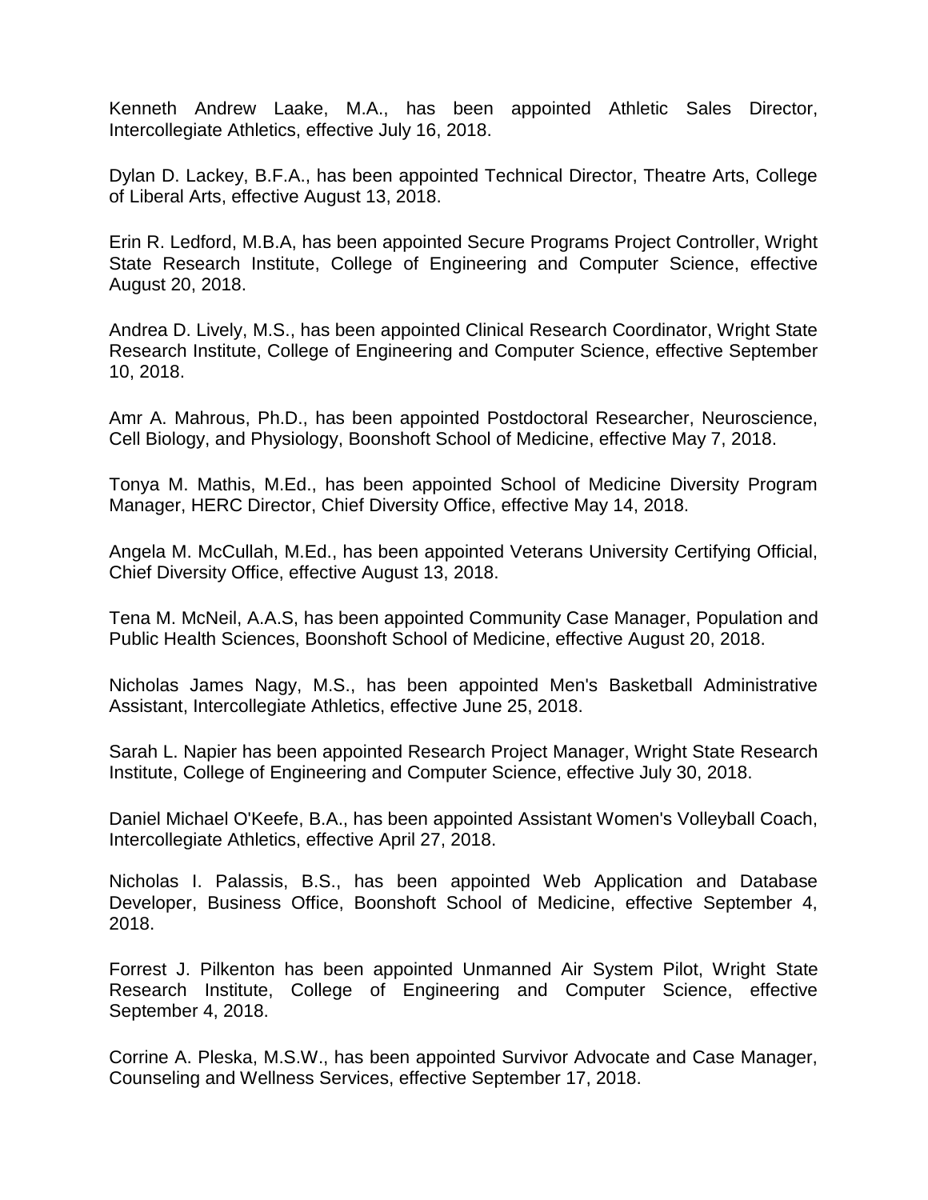Kenneth Andrew Laake, M.A., has been appointed Athletic Sales Director, Intercollegiate Athletics, effective July 16, 2018.

Dylan D. Lackey, B.F.A., has been appointed Technical Director, Theatre Arts, College of Liberal Arts, effective August 13, 2018.

Erin R. Ledford, M.B.A, has been appointed Secure Programs Project Controller, Wright State Research Institute, College of Engineering and Computer Science, effective August 20, 2018.

Andrea D. Lively, M.S., has been appointed Clinical Research Coordinator, Wright State Research Institute, College of Engineering and Computer Science, effective September 10, 2018.

Amr A. Mahrous, Ph.D., has been appointed Postdoctoral Researcher, Neuroscience, Cell Biology, and Physiology, Boonshoft School of Medicine, effective May 7, 2018.

Tonya M. Mathis, M.Ed., has been appointed School of Medicine Diversity Program Manager, HERC Director, Chief Diversity Office, effective May 14, 2018.

Angela M. McCullah, M.Ed., has been appointed Veterans University Certifying Official, Chief Diversity Office, effective August 13, 2018.

Tena M. McNeil, A.A.S, has been appointed Community Case Manager, Population and Public Health Sciences, Boonshoft School of Medicine, effective August 20, 2018.

Nicholas James Nagy, M.S., has been appointed Men's Basketball Administrative Assistant, Intercollegiate Athletics, effective June 25, 2018.

Sarah L. Napier has been appointed Research Project Manager, Wright State Research Institute, College of Engineering and Computer Science, effective July 30, 2018.

Daniel Michael O'Keefe, B.A., has been appointed Assistant Women's Volleyball Coach, Intercollegiate Athletics, effective April 27, 2018.

Nicholas I. Palassis, B.S., has been appointed Web Application and Database Developer, Business Office, Boonshoft School of Medicine, effective September 4, 2018.

Forrest J. Pilkenton has been appointed Unmanned Air System Pilot, Wright State Research Institute, College of Engineering and Computer Science, effective September 4, 2018.

Corrine A. Pleska, M.S.W., has been appointed Survivor Advocate and Case Manager, Counseling and Wellness Services, effective September 17, 2018.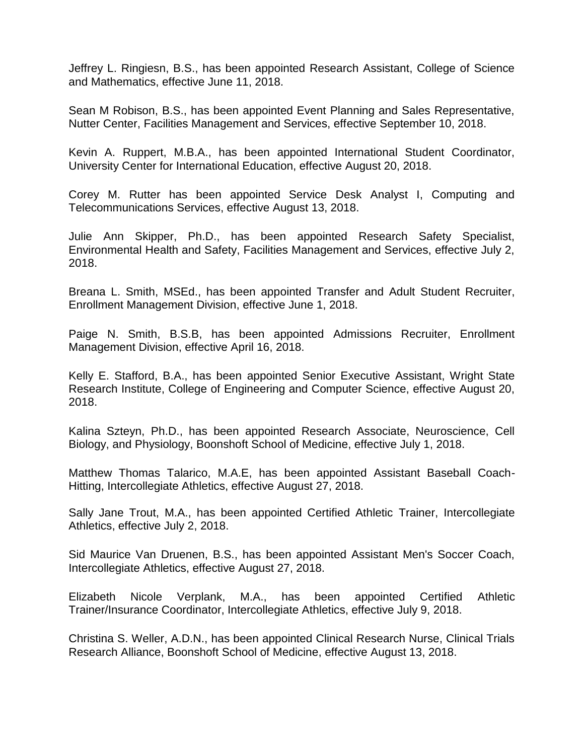Jeffrey L. Ringiesn, B.S., has been appointed Research Assistant, College of Science and Mathematics, effective June 11, 2018.

Sean M Robison, B.S., has been appointed Event Planning and Sales Representative, Nutter Center, Facilities Management and Services, effective September 10, 2018.

Kevin A. Ruppert, M.B.A., has been appointed International Student Coordinator, University Center for International Education, effective August 20, 2018.

Corey M. Rutter has been appointed Service Desk Analyst I, Computing and Telecommunications Services, effective August 13, 2018.

Julie Ann Skipper, Ph.D., has been appointed Research Safety Specialist, Environmental Health and Safety, Facilities Management and Services, effective July 2, 2018.

Breana L. Smith, MSEd., has been appointed Transfer and Adult Student Recruiter, Enrollment Management Division, effective June 1, 2018.

Paige N. Smith, B.S.B, has been appointed Admissions Recruiter, Enrollment Management Division, effective April 16, 2018.

Kelly E. Stafford, B.A., has been appointed Senior Executive Assistant, Wright State Research Institute, College of Engineering and Computer Science, effective August 20, 2018.

Kalina Szteyn, Ph.D., has been appointed Research Associate, Neuroscience, Cell Biology, and Physiology, Boonshoft School of Medicine, effective July 1, 2018.

Matthew Thomas Talarico, M.A.E, has been appointed Assistant Baseball Coach-Hitting, Intercollegiate Athletics, effective August 27, 2018.

Sally Jane Trout, M.A., has been appointed Certified Athletic Trainer, Intercollegiate Athletics, effective July 2, 2018.

Sid Maurice Van Druenen, B.S., has been appointed Assistant Men's Soccer Coach, Intercollegiate Athletics, effective August 27, 2018.

Elizabeth Nicole Verplank, M.A., has been appointed Certified Athletic Trainer/Insurance Coordinator, Intercollegiate Athletics, effective July 9, 2018.

Christina S. Weller, A.D.N., has been appointed Clinical Research Nurse, Clinical Trials Research Alliance, Boonshoft School of Medicine, effective August 13, 2018.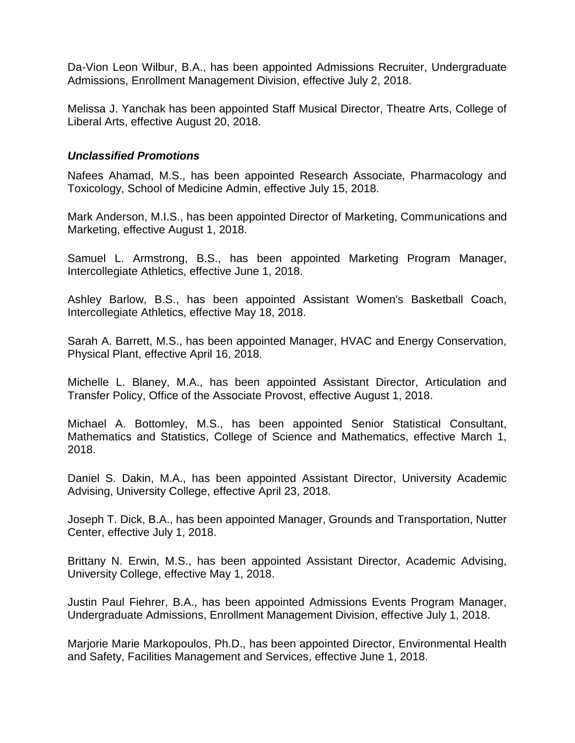Da-Vion Leon Wilbur, B.A., has been appointed Admissions Recruiter, Undergraduate Admissions, Enrollment Management Division, effective July 2, 2018.

Melissa J. Yanchak has been appointed Staff Musical Director, Theatre Arts, College of Liberal Arts, effective August 20, 2018.

***Unclassified Promotions***

Nafees Ahamad, M.S., has been appointed Research Associate, Pharmacology and Toxicology, School of Medicine Admin, effective July 15, 2018.

Mark Anderson, M.I.S., has been appointed Director of Marketing, Communications and Marketing, effective August 1, 2018.

Samuel L. Armstrong, B.S., has been appointed Marketing Program Manager, Intercollegiate Athletics, effective June 1, 2018.

Ashley Barlow, B.S., has been appointed Assistant Women's Basketball Coach, Intercollegiate Athletics, effective May 18, 2018.

Sarah A. Barrett, M.S., has been appointed Manager, HVAC and Energy Conservation, Physical Plant, effective April 16, 2018.

Michelle L. Blaney, M.A., has been appointed Assistant Director, Articulation and Transfer Policy, Office of the Associate Provost, effective August 1, 2018.

Michael A. Bottomley, M.S., has been appointed Senior Statistical Consultant, Mathematics and Statistics, College of Science and Mathematics, effective March 1, 2018.

Daniel S. Dakin, M.A., has been appointed Assistant Director, University Academic Advising, University College, effective April 23, 2018.

Joseph T. Dick, B.A., has been appointed Manager, Grounds and Transportation, Nutter Center, effective July 1, 2018.

Brittany N. Erwin, M.S., has been appointed Assistant Director, Academic Advising, University College, effective May 1, 2018.

Justin Paul Fiehrer, B.A., has been appointed Admissions Events Program Manager, Undergraduate Admissions, Enrollment Management Division, effective July 1, 2018.

Marjorie Marie Markopoulos, Ph.D., has been appointed Director, Environmental Health and Safety, Facilities Management and Services, effective June 1, 2018.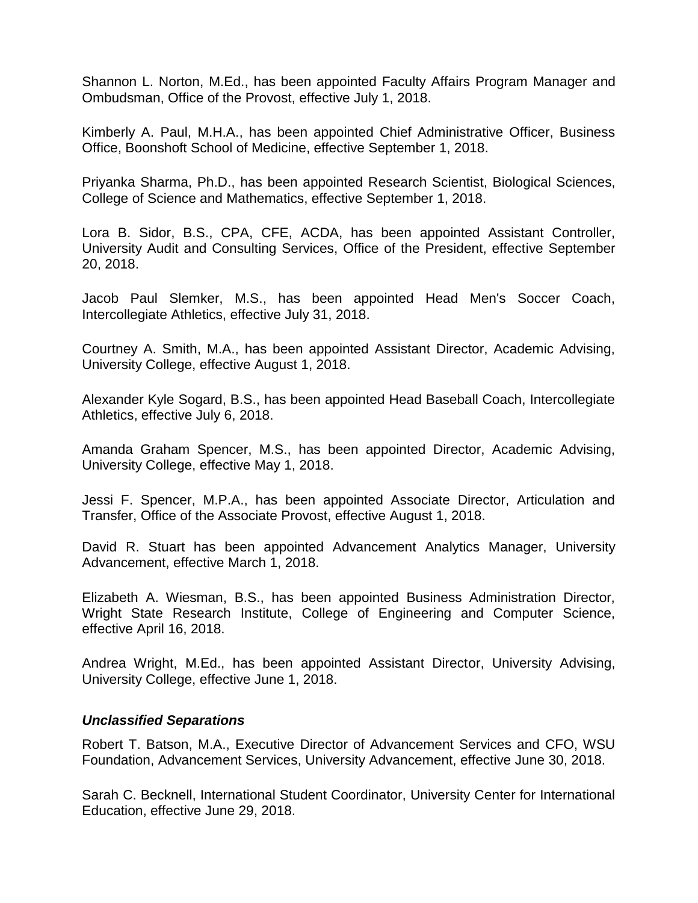Shannon L. Norton, M.Ed., has been appointed Faculty Affairs Program Manager and Ombudsman, Office of the Provost, effective July 1, 2018.

Kimberly A. Paul, M.H.A., has been appointed Chief Administrative Officer, Business Office, Boonshoft School of Medicine, effective September 1, 2018.

Priyanka Sharma, Ph.D., has been appointed Research Scientist, Biological Sciences, College of Science and Mathematics, effective September 1, 2018.

Lora B. Sidor, B.S., CPA, CFE, ACDA, has been appointed Assistant Controller, University Audit and Consulting Services, Office of the President, effective September 20, 2018.

Jacob Paul Slemker, M.S., has been appointed Head Men's Soccer Coach, Intercollegiate Athletics, effective July 31, 2018.

Courtney A. Smith, M.A., has been appointed Assistant Director, Academic Advising, University College, effective August 1, 2018.

Alexander Kyle Sogard, B.S., has been appointed Head Baseball Coach, Intercollegiate Athletics, effective July 6, 2018.

Amanda Graham Spencer, M.S., has been appointed Director, Academic Advising, University College, effective May 1, 2018.

Jessi F. Spencer, M.P.A., has been appointed Associate Director, Articulation and Transfer, Office of the Associate Provost, effective August 1, 2018.

David R. Stuart has been appointed Advancement Analytics Manager, University Advancement, effective March 1, 2018.

Elizabeth A. Wiesman, B.S., has been appointed Business Administration Director, Wright State Research Institute, College of Engineering and Computer Science, effective April 16, 2018.

Andrea Wright, M.Ed., has been appointed Assistant Director, University Advising, University College, effective June 1, 2018.

### ***Unclassified Separations***

Robert T. Batson, M.A., Executive Director of Advancement Services and CFO, WSU Foundation, Advancement Services, University Advancement, effective June 30, 2018.

Sarah C. Becknell, International Student Coordinator, University Center for International Education, effective June 29, 2018.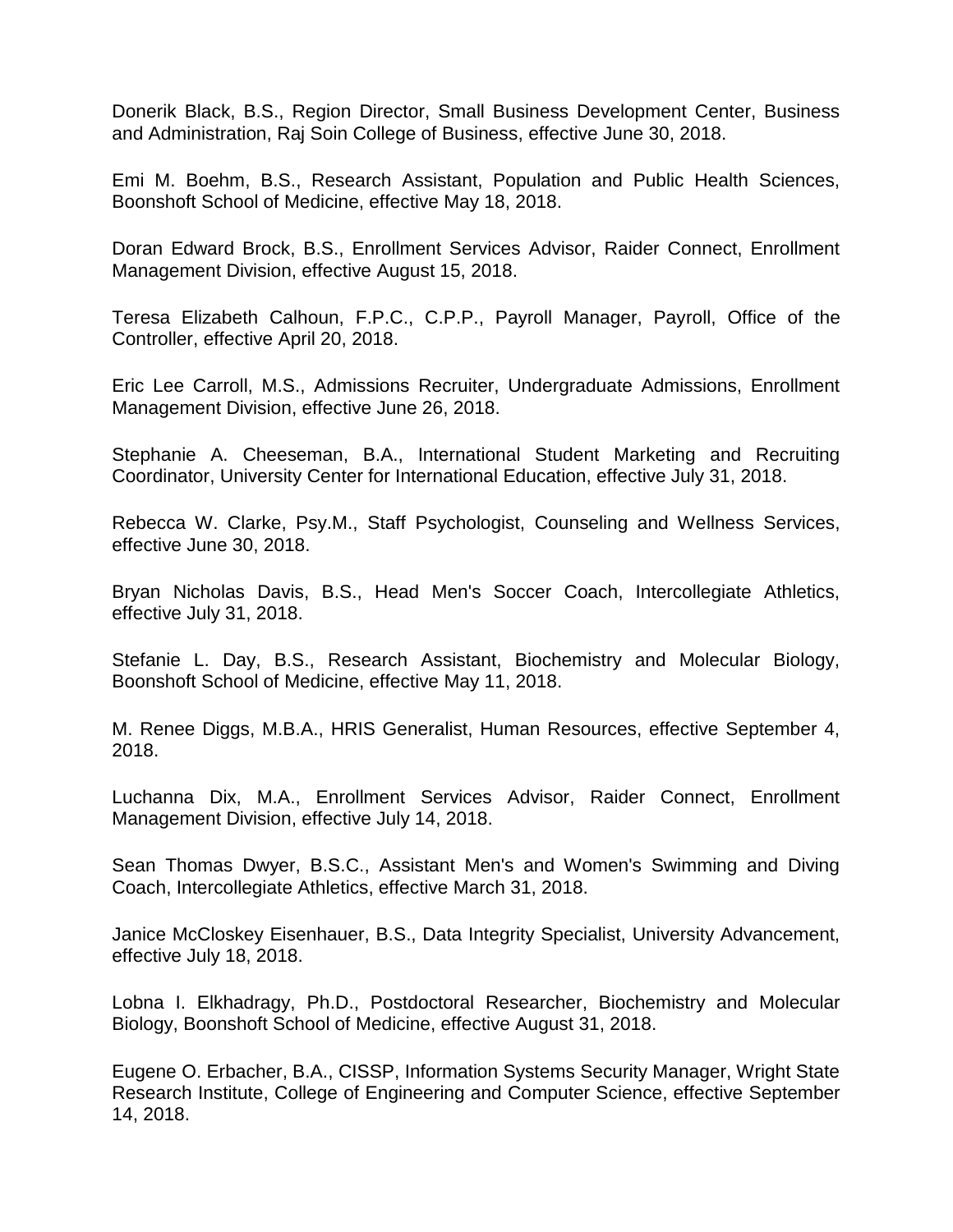Donerik Black, B.S., Region Director, Small Business Development Center, Business and Administration, Raj Soin College of Business, effective June 30, 2018.

Emi M. Boehm, B.S., Research Assistant, Population and Public Health Sciences, Boonshoft School of Medicine, effective May 18, 2018.

Doran Edward Brock, B.S., Enrollment Services Advisor, Raider Connect, Enrollment Management Division, effective August 15, 2018.

Teresa Elizabeth Calhoun, F.P.C., C.P.P., Payroll Manager, Payroll, Office of the Controller, effective April 20, 2018.

Eric Lee Carroll, M.S., Admissions Recruiter, Undergraduate Admissions, Enrollment Management Division, effective June 26, 2018.

Stephanie A. Cheeseman, B.A., International Student Marketing and Recruiting Coordinator, University Center for International Education, effective July 31, 2018.

Rebecca W. Clarke, Psy.M., Staff Psychologist, Counseling and Wellness Services, effective June 30, 2018.

Bryan Nicholas Davis, B.S., Head Men's Soccer Coach, Intercollegiate Athletics, effective July 31, 2018.

Stefanie L. Day, B.S., Research Assistant, Biochemistry and Molecular Biology, Boonshoft School of Medicine, effective May 11, 2018.

M. Renee Diggs, M.B.A., HRIS Generalist, Human Resources, effective September 4, 2018.

Luchanna Dix, M.A., Enrollment Services Advisor, Raider Connect, Enrollment Management Division, effective July 14, 2018.

Sean Thomas Dwyer, B.S.C., Assistant Men's and Women's Swimming and Diving Coach, Intercollegiate Athletics, effective March 31, 2018.

Janice McCloskey Eisenhauer, B.S., Data Integrity Specialist, University Advancement, effective July 18, 2018.

Lobna I. Elkhadragy, Ph.D., Postdoctoral Researcher, Biochemistry and Molecular Biology, Boonshoft School of Medicine, effective August 31, 2018.

Eugene O. Erbacher, B.A., CISSP, Information Systems Security Manager, Wright State Research Institute, College of Engineering and Computer Science, effective September 14, 2018.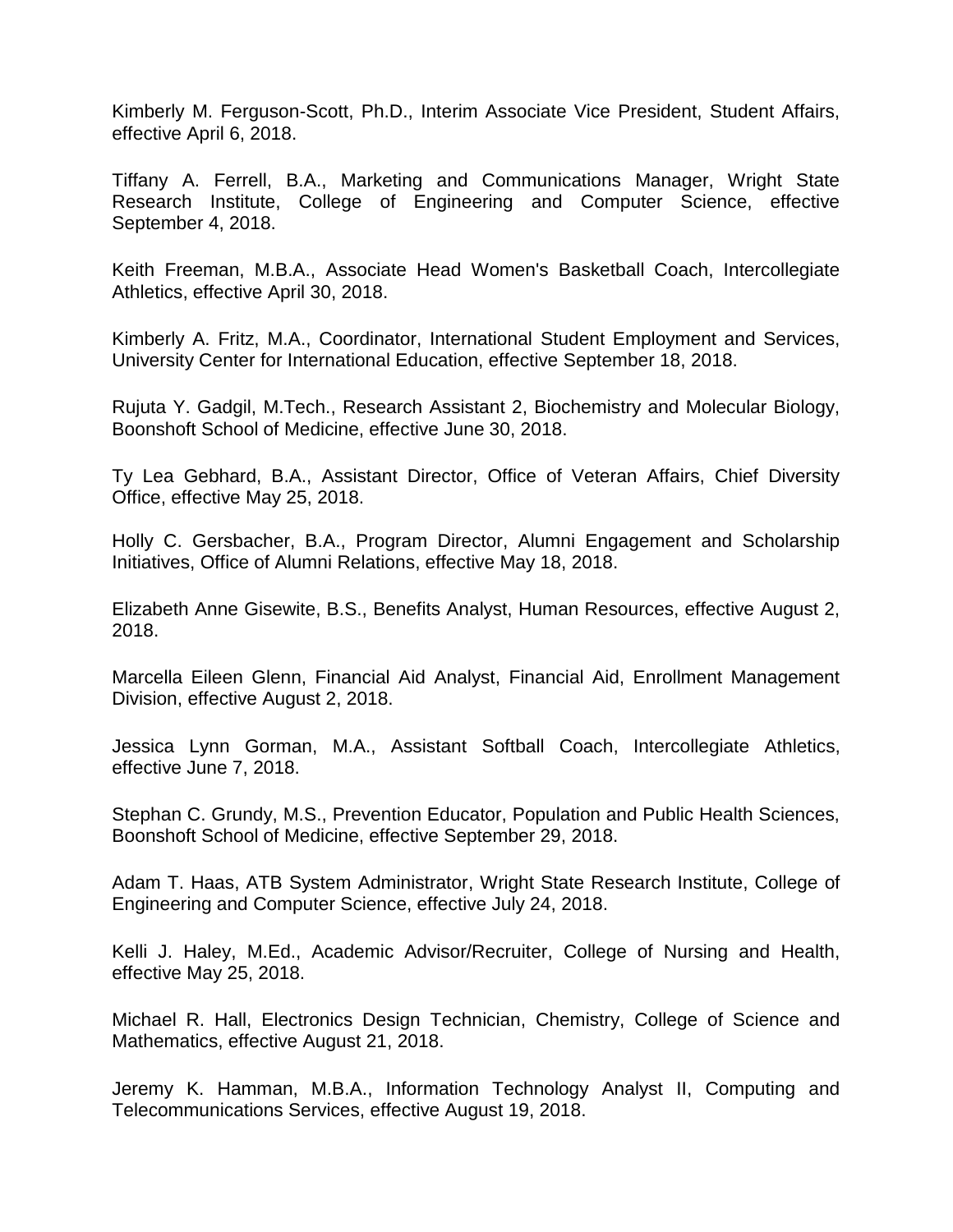Kimberly M. Ferguson-Scott, Ph.D., Interim Associate Vice President, Student Affairs, effective April 6, 2018.

Tiffany A. Ferrell, B.A., Marketing and Communications Manager, Wright State Research Institute, College of Engineering and Computer Science, effective September 4, 2018.

Keith Freeman, M.B.A., Associate Head Women's Basketball Coach, Intercollegiate Athletics, effective April 30, 2018.

Kimberly A. Fritz, M.A., Coordinator, International Student Employment and Services, University Center for International Education, effective September 18, 2018.

Rujuta Y. Gadgil, M.Tech., Research Assistant 2, Biochemistry and Molecular Biology, Boonshoft School of Medicine, effective June 30, 2018.

Ty Lea Gebhard, B.A., Assistant Director, Office of Veteran Affairs, Chief Diversity Office, effective May 25, 2018.

Holly C. Gersbacher, B.A., Program Director, Alumni Engagement and Scholarship Initiatives, Office of Alumni Relations, effective May 18, 2018.

Elizabeth Anne Gisewite, B.S., Benefits Analyst, Human Resources, effective August 2, 2018.

Marcella Eileen Glenn, Financial Aid Analyst, Financial Aid, Enrollment Management Division, effective August 2, 2018.

Jessica Lynn Gorman, M.A., Assistant Softball Coach, Intercollegiate Athletics, effective June 7, 2018.

Stephan C. Grundy, M.S., Prevention Educator, Population and Public Health Sciences, Boonshoft School of Medicine, effective September 29, 2018.

Adam T. Haas, ATB System Administrator, Wright State Research Institute, College of Engineering and Computer Science, effective July 24, 2018.

Kelli J. Haley, M.Ed., Academic Advisor/Recruiter, College of Nursing and Health, effective May 25, 2018.

Michael R. Hall, Electronics Design Technician, Chemistry, College of Science and Mathematics, effective August 21, 2018.

Jeremy K. Hamman, M.B.A., Information Technology Analyst II, Computing and Telecommunications Services, effective August 19, 2018.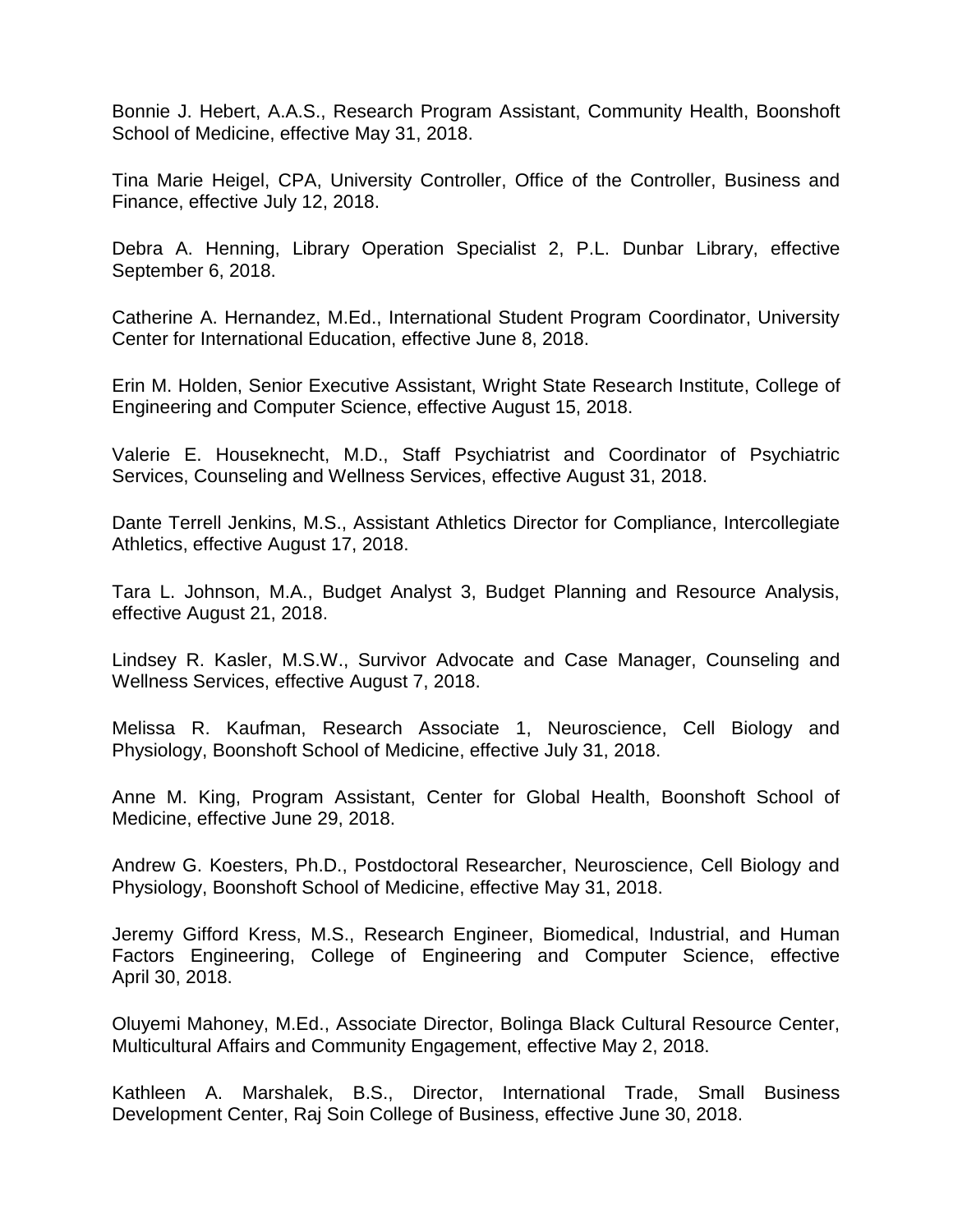Bonnie J. Hebert, A.A.S., Research Program Assistant, Community Health, Boonshoft School of Medicine, effective May 31, 2018.

Tina Marie Heigel, CPA, University Controller, Office of the Controller, Business and Finance, effective July 12, 2018.

Debra A. Henning, Library Operation Specialist 2, P.L. Dunbar Library, effective September 6, 2018.

Catherine A. Hernandez, M.Ed., International Student Program Coordinator, University Center for International Education, effective June 8, 2018.

Erin M. Holden, Senior Executive Assistant, Wright State Research Institute, College of Engineering and Computer Science, effective August 15, 2018.

Valerie E. Houseknecht, M.D., Staff Psychiatrist and Coordinator of Psychiatric Services, Counseling and Wellness Services, effective August 31, 2018.

Dante Terrell Jenkins, M.S., Assistant Athletics Director for Compliance, Intercollegiate Athletics, effective August 17, 2018.

Tara L. Johnson, M.A., Budget Analyst 3, Budget Planning and Resource Analysis, effective August 21, 2018.

Lindsey R. Kasler, M.S.W., Survivor Advocate and Case Manager, Counseling and Wellness Services, effective August 7, 2018.

Melissa R. Kaufman, Research Associate 1, Neuroscience, Cell Biology and Physiology, Boonshoft School of Medicine, effective July 31, 2018.

Anne M. King, Program Assistant, Center for Global Health, Boonshoft School of Medicine, effective June 29, 2018.

Andrew G. Koesters, Ph.D., Postdoctoral Researcher, Neuroscience, Cell Biology and Physiology, Boonshoft School of Medicine, effective May 31, 2018.

Jeremy Gifford Kress, M.S., Research Engineer, Biomedical, Industrial, and Human Factors Engineering, College of Engineering and Computer Science, effective April 30, 2018.

Oluyemi Mahoney, M.Ed., Associate Director, Bolinga Black Cultural Resource Center, Multicultural Affairs and Community Engagement, effective May 2, 2018.

Kathleen A. Marshalek, B.S., Director, International Trade, Small Business Development Center, Raj Soin College of Business, effective June 30, 2018.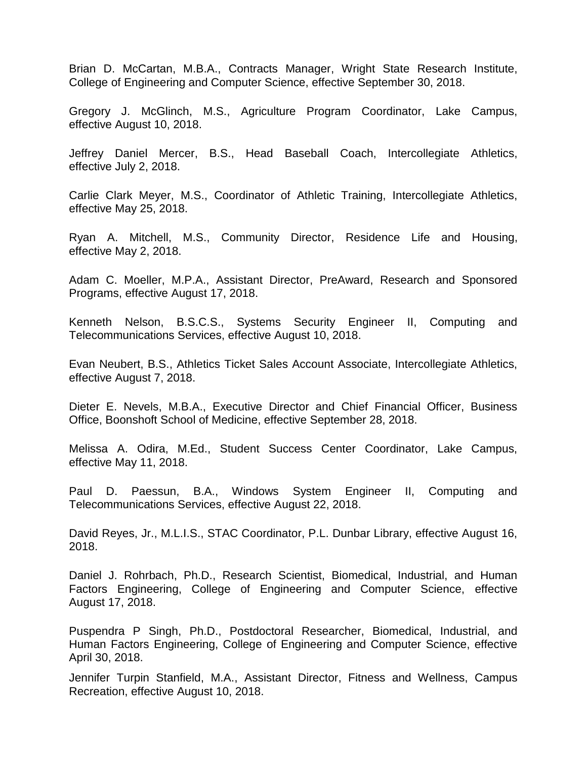Brian D. McCartan, M.B.A., Contracts Manager, Wright State Research Institute, College of Engineering and Computer Science, effective September 30, 2018.

Gregory J. McGlinch, M.S., Agriculture Program Coordinator, Lake Campus, effective August 10, 2018.

Jeffrey Daniel Mercer, B.S., Head Baseball Coach, Intercollegiate Athletics, effective July 2, 2018.

Carlie Clark Meyer, M.S., Coordinator of Athletic Training, Intercollegiate Athletics, effective May 25, 2018.

Ryan A. Mitchell, M.S., Community Director, Residence Life and Housing, effective May 2, 2018.

Adam C. Moeller, M.P.A., Assistant Director, PreAward, Research and Sponsored Programs, effective August 17, 2018.

Kenneth Nelson, B.S.C.S., Systems Security Engineer II, Computing and Telecommunications Services, effective August 10, 2018.

Evan Neubert, B.S., Athletics Ticket Sales Account Associate, Intercollegiate Athletics, effective August 7, 2018.

Dieter E. Nevels, M.B.A., Executive Director and Chief Financial Officer, Business Office, Boonshoft School of Medicine, effective September 28, 2018.

Melissa A. Odira, M.Ed., Student Success Center Coordinator, Lake Campus, effective May 11, 2018.

Paul D. Paessun, B.A., Windows System Engineer II, Computing and Telecommunications Services, effective August 22, 2018.

David Reyes, Jr., M.L.I.S., STAC Coordinator, P.L. Dunbar Library, effective August 16, 2018.

Daniel J. Rohrbach, Ph.D., Research Scientist, Biomedical, Industrial, and Human Factors Engineering, College of Engineering and Computer Science, effective August 17, 2018.

Puspendra P Singh, Ph.D., Postdoctoral Researcher, Biomedical, Industrial, and Human Factors Engineering, College of Engineering and Computer Science, effective April 30, 2018.

Jennifer Turpin Stanfield, M.A., Assistant Director, Fitness and Wellness, Campus Recreation, effective August 10, 2018.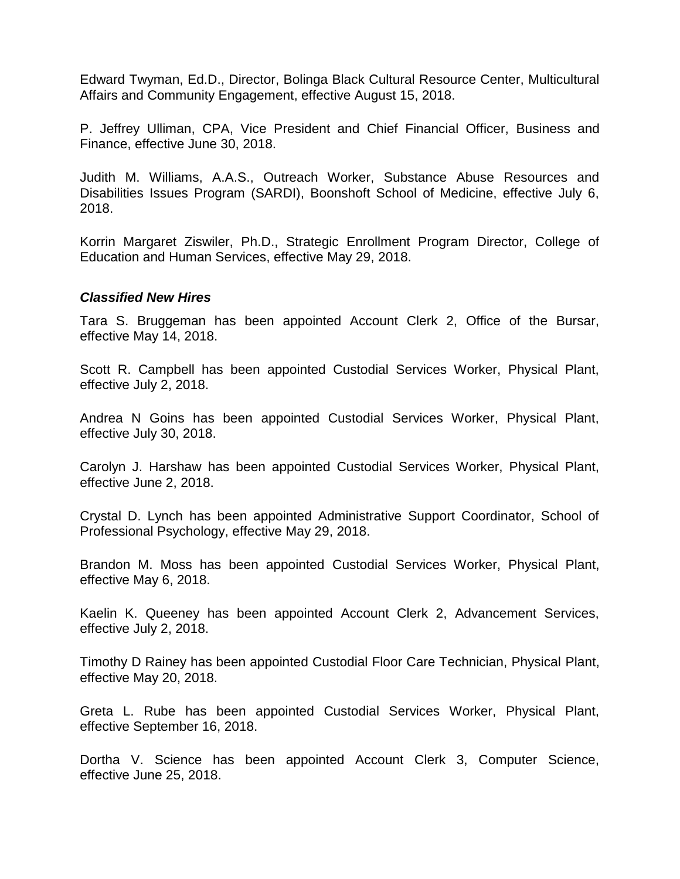Edward Twyman, Ed.D., Director, Bolinga Black Cultural Resource Center, Multicultural Affairs and Community Engagement, effective August 15, 2018.

P. Jeffrey Ulliman, CPA, Vice President and Chief Financial Officer, Business and Finance, effective June 30, 2018.

Judith M. Williams, A.A.S., Outreach Worker, Substance Abuse Resources and Disabilities Issues Program (SARDI), Boonshoft School of Medicine, effective July 6, 2018.

Korrin Margaret Ziswiler, Ph.D., Strategic Enrollment Program Director, College of Education and Human Services, effective May 29, 2018.

***Classified New Hires***

Tara S. Bruggeman has been appointed Account Clerk 2, Office of the Bursar, effective May 14, 2018.

Scott R. Campbell has been appointed Custodial Services Worker, Physical Plant, effective July 2, 2018.

Andrea N Goins has been appointed Custodial Services Worker, Physical Plant, effective July 30, 2018.

Carolyn J. Harshaw has been appointed Custodial Services Worker, Physical Plant, effective June 2, 2018.

Crystal D. Lynch has been appointed Administrative Support Coordinator, School of Professional Psychology, effective May 29, 2018.

Brandon M. Moss has been appointed Custodial Services Worker, Physical Plant, effective May 6, 2018.

Kaelin K. Queeney has been appointed Account Clerk 2, Advancement Services, effective July 2, 2018.

Timothy D Rainey has been appointed Custodial Floor Care Technician, Physical Plant, effective May 20, 2018.

Greta L. Rube has been appointed Custodial Services Worker, Physical Plant, effective September 16, 2018.

Dortha V. Science has been appointed Account Clerk 3, Computer Science, effective June 25, 2018.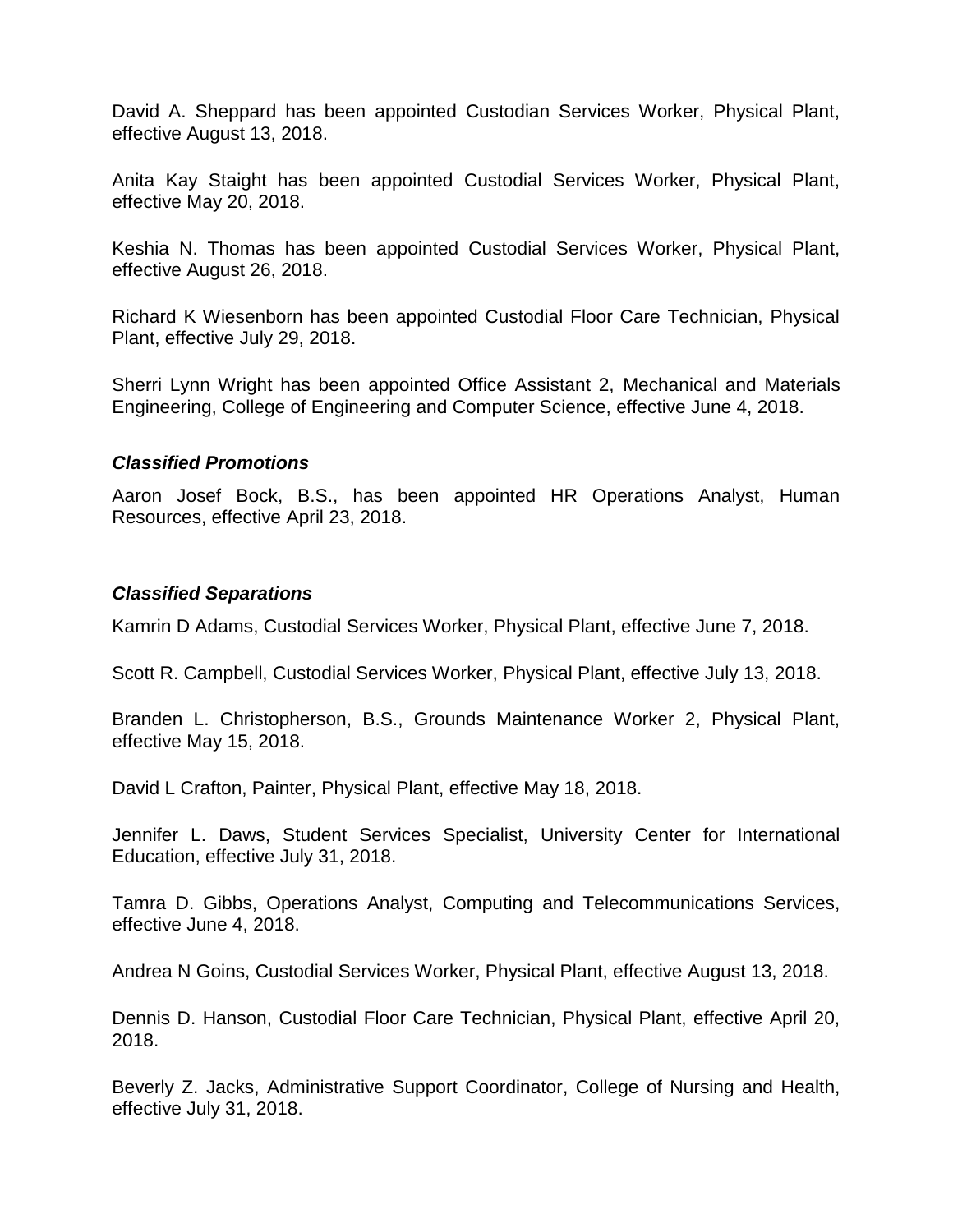David A. Sheppard has been appointed Custodian Services Worker, Physical Plant, effective August 13, 2018.

Anita Kay Staight has been appointed Custodial Services Worker, Physical Plant, effective May 20, 2018.

Keshia N. Thomas has been appointed Custodial Services Worker, Physical Plant, effective August 26, 2018.

Richard K Wiesenborn has been appointed Custodial Floor Care Technician, Physical Plant, effective July 29, 2018.

Sherri Lynn Wright has been appointed Office Assistant 2, Mechanical and Materials Engineering, College of Engineering and Computer Science, effective June 4, 2018.

### *Classified Promotions*

Aaron Josef Bock, B.S., has been appointed HR Operations Analyst, Human Resources, effective April 23, 2018.

### *Classified Separations*

Kamrin D Adams, Custodial Services Worker, Physical Plant, effective June 7, 2018.

Scott R. Campbell, Custodial Services Worker, Physical Plant, effective July 13, 2018.

Branden L. Christopherson, B.S., Grounds Maintenance Worker 2, Physical Plant, effective May 15, 2018.

David L Crafton, Painter, Physical Plant, effective May 18, 2018.

Jennifer L. Daws, Student Services Specialist, University Center for International Education, effective July 31, 2018.

Tamra D. Gibbs, Operations Analyst, Computing and Telecommunications Services, effective June 4, 2018.

Andrea N Goins, Custodial Services Worker, Physical Plant, effective August 13, 2018.

Dennis D. Hanson, Custodial Floor Care Technician, Physical Plant, effective April 20, 2018.

Beverly Z. Jacks, Administrative Support Coordinator, College of Nursing and Health, effective July 31, 2018.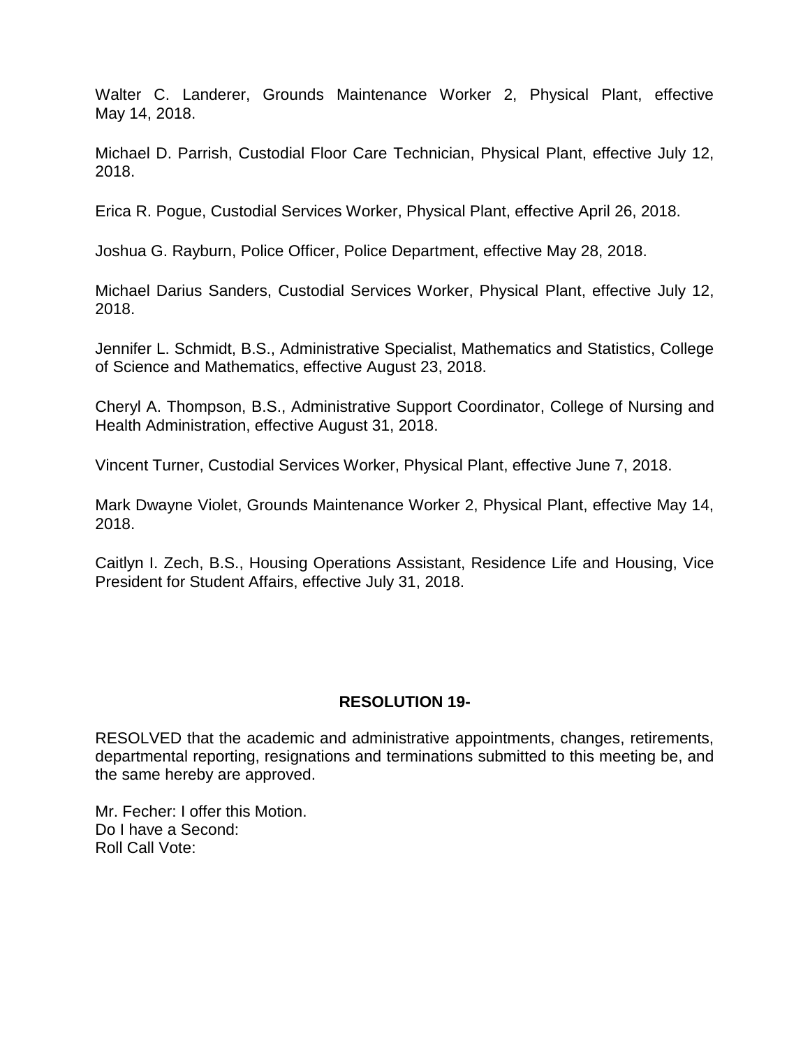Walter C. Landerer, Grounds Maintenance Worker 2, Physical Plant, effective May 14, 2018.

Michael D. Parrish, Custodial Floor Care Technician, Physical Plant, effective July 12, 2018.

Erica R. Pogue, Custodial Services Worker, Physical Plant, effective April 26, 2018.

Joshua G. Rayburn, Police Officer, Police Department, effective May 28, 2018.

Michael Darius Sanders, Custodial Services Worker, Physical Plant, effective July 12, 2018.

Jennifer L. Schmidt, B.S., Administrative Specialist, Mathematics and Statistics, College of Science and Mathematics, effective August 23, 2018.

Cheryl A. Thompson, B.S., Administrative Support Coordinator, College of Nursing and Health Administration, effective August 31, 2018.

Vincent Turner, Custodial Services Worker, Physical Plant, effective June 7, 2018.

Mark Dwayne Violet, Grounds Maintenance Worker 2, Physical Plant, effective May 14, 2018.

Caitlyn I. Zech, B.S., Housing Operations Assistant, Residence Life and Housing, Vice President for Student Affairs, effective July 31, 2018.

**RESOLUTION 19-**

RESOLVED that the academic and administrative appointments, changes, retirements, departmental reporting, resignations and terminations submitted to this meeting be, and the same hereby are approved.

Mr. Fecher: I offer this Motion.
Do I have a Second:
Roll Call Vote: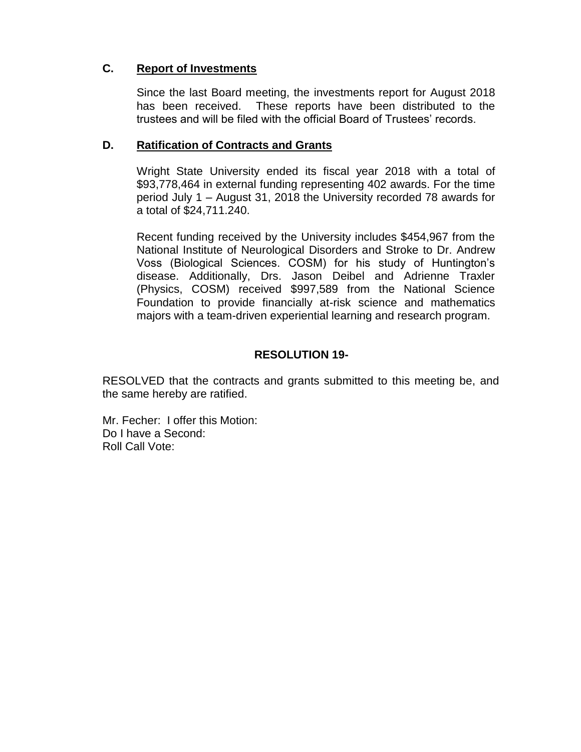### C. Report of Investments

Since the last Board meeting, the investments report for August 2018 has been received. These reports have been distributed to the trustees and will be filed with the official Board of Trustees' records.

### D. Ratification of Contracts and Grants

Wright State University ended its fiscal year 2018 with a total of $93,778,464 in external funding representing 402 awards. For the time period July 1 – August 31, 2018 the University recorded 78 awards for a total of $24,711.240.

Recent funding received by the University includes $454,967 from the National Institute of Neurological Disorders and Stroke to Dr. Andrew Voss (Biological Sciences. COSM) for his study of Huntington's disease. Additionally, Drs. Jason Deibel and Adrienne Traxler (Physics, COSM) received $997,589 from the National Science Foundation to provide financially at-risk science and mathematics majors with a team-driven experiential learning and research program.

**RESOLUTION 19-**

RESOLVED that the contracts and grants submitted to this meeting be, and the same hereby are ratified.

Mr. Fecher: I offer this Motion:
Do I have a Second:
Roll Call Vote: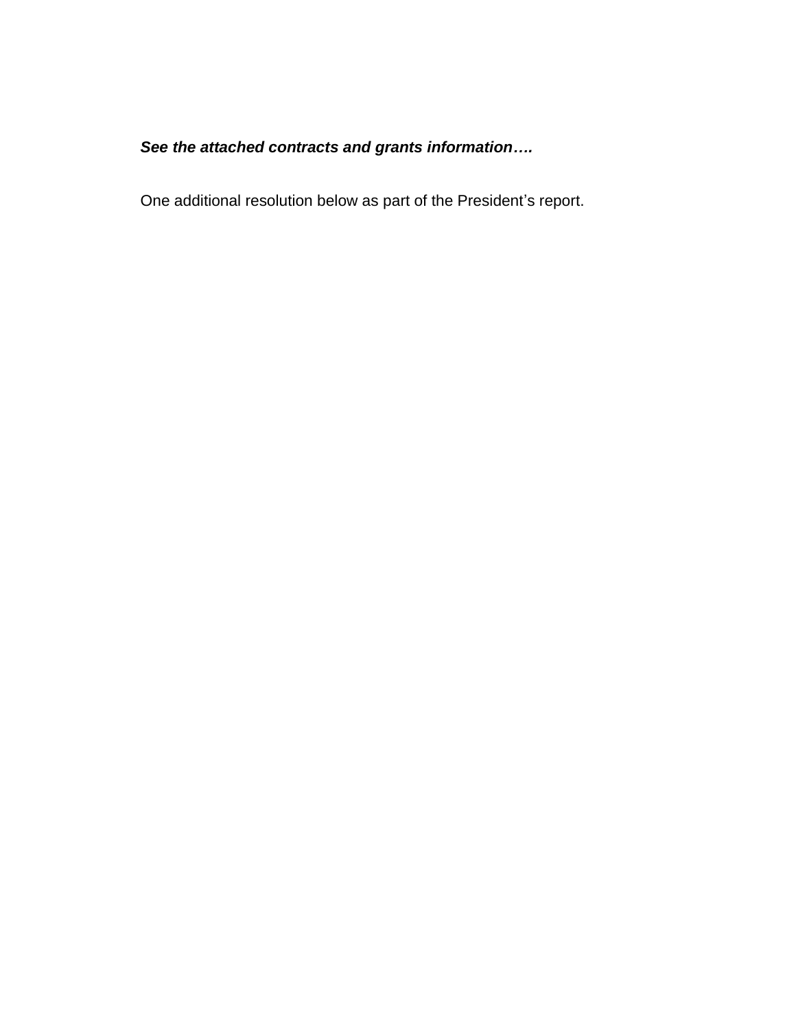***See the attached contracts and grants information….***

One additional resolution below as part of the President's report.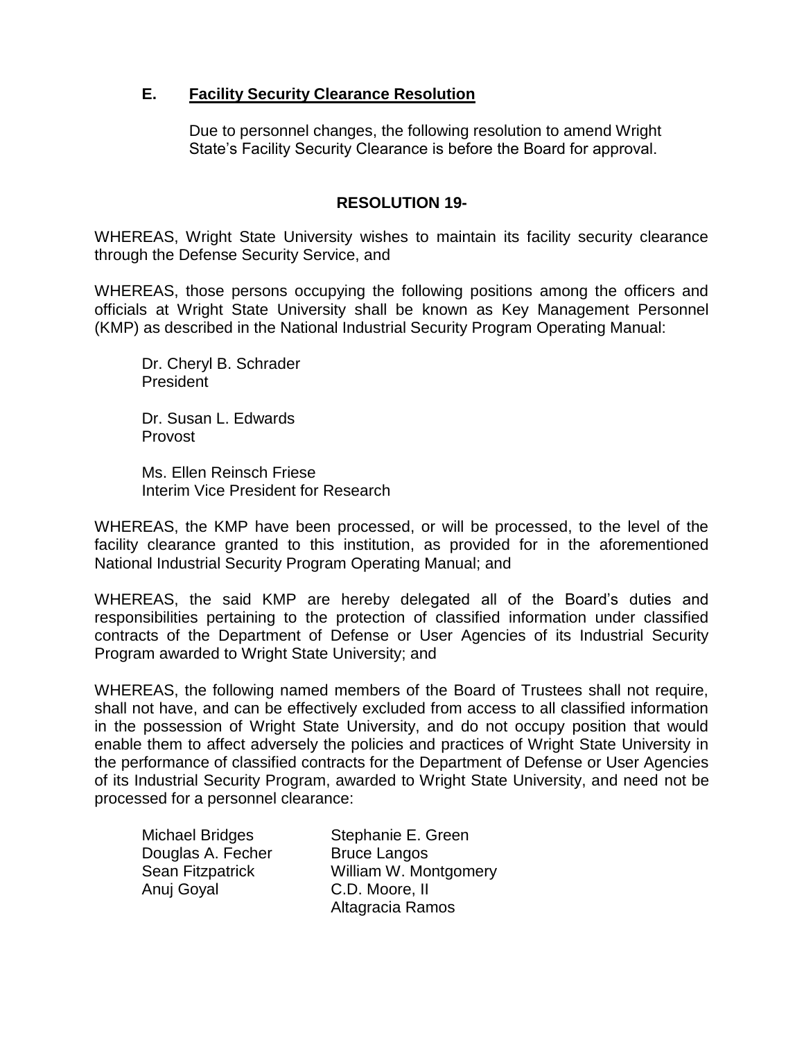## E. Facility Security Clearance Resolution

Due to personnel changes, the following resolution to amend Wright State's Facility Security Clearance is before the Board for approval.

### RESOLUTION 19-

WHEREAS, Wright State University wishes to maintain its facility security clearance through the Defense Security Service, and

WHEREAS, those persons occupying the following positions among the officers and officials at Wright State University shall be known as Key Management Personnel (KMP) as described in the National Industrial Security Program Operating Manual:

Dr. Cheryl B. Schrader
President

Dr. Susan L. Edwards
Provost

Ms. Ellen Reinsch Friese
Interim Vice President for Research

WHEREAS, the KMP have been processed, or will be processed, to the level of the facility clearance granted to this institution, as provided for in the aforementioned National Industrial Security Program Operating Manual; and

WHEREAS, the said KMP are hereby delegated all of the Board's duties and responsibilities pertaining to the protection of classified information under classified contracts of the Department of Defense or User Agencies of its Industrial Security Program awarded to Wright State University; and

WHEREAS, the following named members of the Board of Trustees shall not require, shall not have, and can be effectively excluded from access to all classified information in the possession of Wright State University, and do not occupy position that would enable them to affect adversely the policies and practices of Wright State University in the performance of classified contracts for the Department of Defense or User Agencies of its Industrial Security Program, awarded to Wright State University, and need not be processed for a personnel clearance:

Michael Bridges
Douglas A. Fecher
Sean Fitzpatrick
Anuj Goyal
Stephanie E. Green
Bruce Langos
William W. Montgomery
C.D. Moore, II
Altagracia Ramos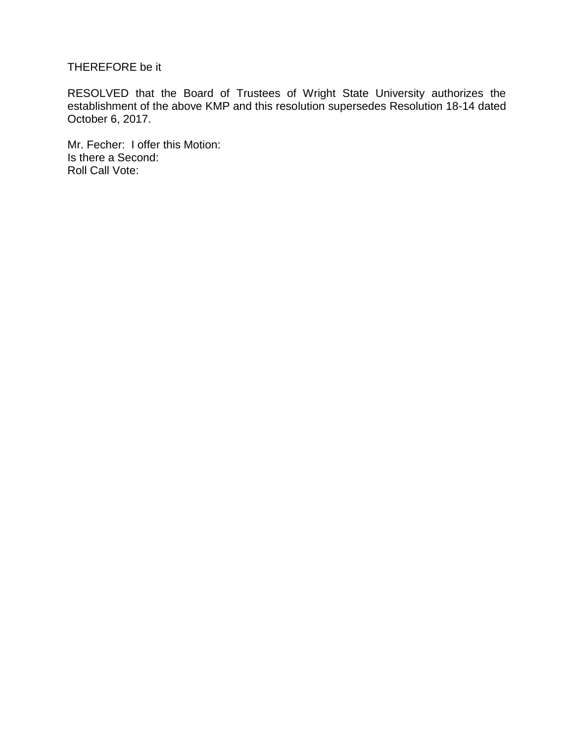THEREFORE be it

RESOLVED that the Board of Trustees of Wright State University authorizes the establishment of the above KMP and this resolution supersedes Resolution 18-14 dated October 6, 2017.

Mr. Fecher: I offer this Motion:
Is there a Second:
Roll Call Vote: